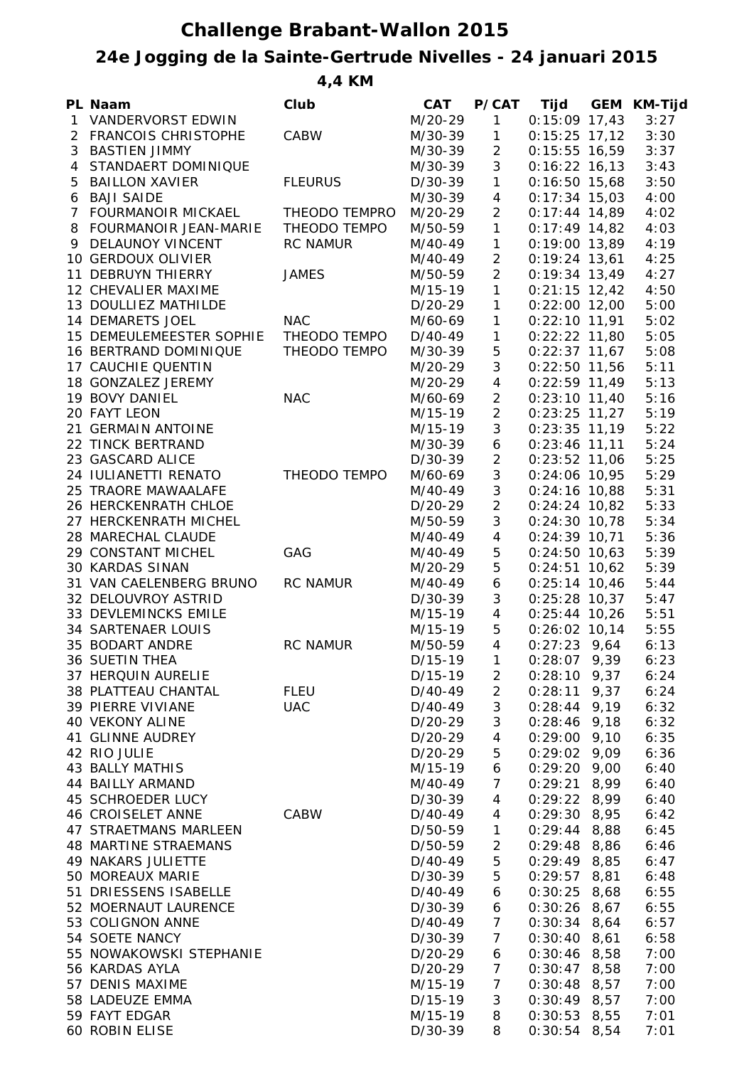# Challenge Brabant-Wallon 2015

## 24e Jogging de la Sainte-Gertrude Nivelles - 24 januari 2015

### 4,4 KM

| PL | Naam | Club | CAT | P/CAT | Tijd | GEM | KM-Tijd |
|---|---|---|---|---|---|---|---|
| 1 | VANDERVORST EDWIN | | M/20-29 | 1 | 0:15:09 | 17,43 | 3:27 |
| 2 | FRANCOIS CHRISTOPHE | CABW | M/30-39 | 1 | 0:15:25 | 17,12 | 3:30 |
| 3 | BASTIEN JIMMY | | M/30-39 | 2 | 0:15:55 | 16,59 | 3:37 |
| 4 | STANDAERT DOMINIQUE | | M/30-39 | 3 | 0:16:22 | 16,13 | 3:43 |
| 5 | BAILLON XAVIER | FLEURUS | D/30-39 | 1 | 0:16:50 | 15,68 | 3:50 |
| 6 | BAJI SAIDE | | M/30-39 | 4 | 0:17:34 | 15,03 | 4:00 |
| 7 | FOURMANOIR MICKAEL | THEODO TEMPRO | M/20-29 | 2 | 0:17:44 | 14,89 | 4:02 |
| 8 | FOURMANOIR JEAN-MARIE | THEODO TEMPO | M/50-59 | 1 | 0:17:49 | 14,82 | 4:03 |
| 9 | DELAUNOY VINCENT | RC NAMUR | M/40-49 | 1 | 0:19:00 | 13,89 | 4:19 |
| 10 | GERDOUX OLIVIER | | M/40-49 | 2 | 0:19:24 | 13,61 | 4:25 |
| 11 | DEBRUYN THIERRY | JAMES | M/50-59 | 2 | 0:19:34 | 13,49 | 4:27 |
| 12 | CHEVALIER MAXIME | | M/15-19 | 1 | 0:21:15 | 12,42 | 4:50 |
| 13 | DOULLIEZ MATHILDE | | D/20-29 | 1 | 0:22:00 | 12,00 | 5:00 |
| 14 | DEMARETS JOEL | NAC | M/60-69 | 1 | 0:22:10 | 11,91 | 5:02 |
| 15 | DEMEULEMEESTER SOPHIE | THEODO TEMPO | D/40-49 | 1 | 0:22:22 | 11,80 | 5:05 |
| 16 | BERTRAND DOMINIQUE | THEODO TEMPO | M/30-39 | 5 | 0:22:37 | 11,67 | 5:08 |
| 17 | CAUCHIE QUENTIN | | M/20-29 | 3 | 0:22:50 | 11,56 | 5:11 |
| 18 | GONZALEZ JEREMY | | M/20-29 | 4 | 0:22:59 | 11,49 | 5:13 |
| 19 | BOVY DANIEL | NAC | M/60-69 | 2 | 0:23:10 | 11,40 | 5:16 |
| 20 | FAYT LEON | | M/15-19 | 2 | 0:23:25 | 11,27 | 5:19 |
| 21 | GERMAIN ANTOINE | | M/15-19 | 3 | 0:23:35 | 11,19 | 5:22 |
| 22 | TINCK BERTRAND | | M/30-39 | 6 | 0:23:46 | 11,11 | 5:24 |
| 23 | GASCARD ALICE | | D/30-39 | 2 | 0:23:52 | 11,06 | 5:25 |
| 24 | IULIANETTI RENATO | THEODO TEMPO | M/60-69 | 3 | 0:24:06 | 10,95 | 5:29 |
| 25 | TRAORE MAWAALAFE | | M/40-49 | 3 | 0:24:16 | 10,88 | 5:31 |
| 26 | HERCKENRATH CHLOE | | D/20-29 | 2 | 0:24:24 | 10,82 | 5:33 |
| 27 | HERCKENRATH MICHEL | | M/50-59 | 3 | 0:24:30 | 10,78 | 5:34 |
| 28 | MARECHAL CLAUDE | | M/40-49 | 4 | 0:24:39 | 10,71 | 5:36 |
| 29 | CONSTANT MICHEL | GAG | M/40-49 | 5 | 0:24:50 | 10,63 | 5:39 |
| 30 | KARDAS SINAN | | M/20-29 | 5 | 0:24:51 | 10,62 | 5:39 |
| 31 | VAN CAELENBERG BRUNO | RC NAMUR | M/40-49 | 6 | 0:25:14 | 10,46 | 5:44 |
| 32 | DELOUVROY ASTRID | | D/30-39 | 3 | 0:25:28 | 10,37 | 5:47 |
| 33 | DEVLEMINCKS EMILE | | M/15-19 | 4 | 0:25:44 | 10,26 | 5:51 |
| 34 | SARTENAER LOUIS | | M/15-19 | 5 | 0:26:02 | 10,14 | 5:55 |
| 35 | BODART ANDRE | RC NAMUR | M/50-59 | 4 | 0:27:23 | 9,64 | 6:13 |
| 36 | SUETIN THEA | | D/15-19 | 1 | 0:28:07 | 9,39 | 6:23 |
| 37 | HERQUIN AURELIE | | D/15-19 | 2 | 0:28:10 | 9,37 | 6:24 |
| 38 | PLATTEAU CHANTAL | FLEU | D/40-49 | 2 | 0:28:11 | 9,37 | 6:24 |
| 39 | PIERRE VIVIANE | UAC | D/40-49 | 3 | 0:28:44 | 9,19 | 6:32 |
| 40 | VEKONY ALINE | | D/20-29 | 3 | 0:28:46 | 9,18 | 6:32 |
| 41 | GLINNE AUDREY | | D/20-29 | 4 | 0:29:00 | 9,10 | 6:35 |
| 42 | RIO JULIE | | D/20-29 | 5 | 0:29:02 | 9,09 | 6:36 |
| 43 | BALLY MATHIS | | M/15-19 | 6 | 0:29:20 | 9,00 | 6:40 |
| 44 | BAILLY ARMAND | | M/40-49 | 7 | 0:29:21 | 8,99 | 6:40 |
| 45 | SCHROEDER LUCY | | D/30-39 | 4 | 0:29:22 | 8,99 | 6:40 |
| 46 | CROISELET ANNE | CABW | D/40-49 | 4 | 0:29:30 | 8,95 | 6:42 |
| 47 | STRAETMANS MARLEEN | | D/50-59 | 1 | 0:29:44 | 8,88 | 6:45 |
| 48 | MARTINE STRAEMANS | | D/50-59 | 2 | 0:29:48 | 8,86 | 6:46 |
| 49 | NAKARS JULIETTE | | D/40-49 | 5 | 0:29:49 | 8,85 | 6:47 |
| 50 | MOREAUX MARIE | | D/30-39 | 5 | 0:29:57 | 8,81 | 6:48 |
| 51 | DRIESSENS ISABELLE | | D/40-49 | 6 | 0:30:25 | 8,68 | 6:55 |
| 52 | MOERNAUT LAURENCE | | D/30-39 | 6 | 0:30:26 | 8,67 | 6:55 |
| 53 | COLIGNON ANNE | | D/40-49 | 7 | 0:30:34 | 8,64 | 6:57 |
| 54 | SOETE NANCY | | D/30-39 | 7 | 0:30:40 | 8,61 | 6:58 |
| 55 | NOWAKOWSKI STEPHANIE | | D/20-29 | 6 | 0:30:46 | 8,58 | 7:00 |
| 56 | KARDAS AYLA | | D/20-29 | 7 | 0:30:47 | 8,58 | 7:00 |
| 57 | DENIS MAXIME | | M/15-19 | 7 | 0:30:48 | 8,57 | 7:00 |
| 58 | LADEUZE EMMA | | D/15-19 | 3 | 0:30:49 | 8,57 | 7:00 |
| 59 | FAYT EDGAR | | M/15-19 | 8 | 0:30:53 | 8,55 | 7:01 |
| 60 | ROBIN ELISE | | D/30-39 | 8 | 0:30:54 | 8,54 | 7:01 |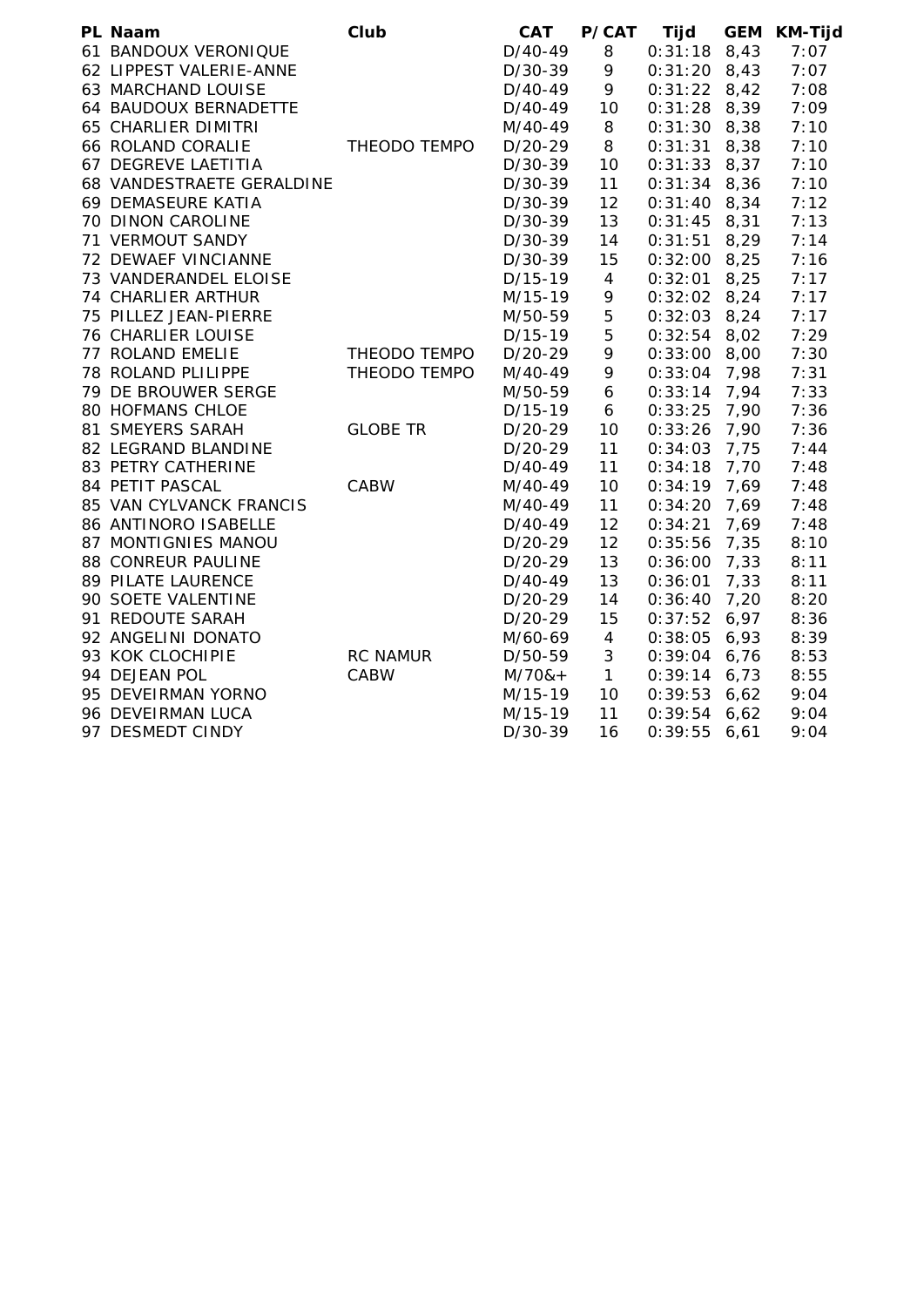| PL | Naam | Club | CAT | P/CAT | Tijd | GEM | KM-Tijd |
|---|---|---|---|---|---|---|---|
| 61 | BANDOUX VERONIQUE | | D/40-49 | 8 | 0:31:18 | 8,43 | 7:07 |
| 62 | LIPPEST VALERIE-ANNE | | D/30-39 | 9 | 0:31:20 | 8,43 | 7:07 |
| 63 | MARCHAND LOUISE | | D/40-49 | 9 | 0:31:22 | 8,42 | 7:08 |
| 64 | BAUDOUX BERNADETTE | | D/40-49 | 10 | 0:31:28 | 8,39 | 7:09 |
| 65 | CHARLIER DIMITRI | | M/40-49 | 8 | 0:31:30 | 8,38 | 7:10 |
| 66 | ROLAND CORALIE | THEODO TEMPO | D/20-29 | 8 | 0:31:31 | 8,38 | 7:10 |
| 67 | DEGREVE LAETITIA | | D/30-39 | 10 | 0:31:33 | 8,37 | 7:10 |
| 68 | VANDESTRAETE GERALDINE | | D/30-39 | 11 | 0:31:34 | 8,36 | 7:10 |
| 69 | DEMASEURE KATIA | | D/30-39 | 12 | 0:31:40 | 8,34 | 7:12 |
| 70 | DINON CAROLINE | | D/30-39 | 13 | 0:31:45 | 8,31 | 7:13 |
| 71 | VERMOUT SANDY | | D/30-39 | 14 | 0:31:51 | 8,29 | 7:14 |
| 72 | DEWAEF VINCIANNE | | D/30-39 | 15 | 0:32:00 | 8,25 | 7:16 |
| 73 | VANDERANDEL ELOISE | | D/15-19 | 4 | 0:32:01 | 8,25 | 7:17 |
| 74 | CHARLIER ARTHUR | | M/15-19 | 9 | 0:32:02 | 8,24 | 7:17 |
| 75 | PILLEZ JEAN-PIERRE | | M/50-59 | 5 | 0:32:03 | 8,24 | 7:17 |
| 76 | CHARLIER LOUISE | | D/15-19 | 5 | 0:32:54 | 8,02 | 7:29 |
| 77 | ROLAND EMELIE | THEODO TEMPO | D/20-29 | 9 | 0:33:00 | 8,00 | 7:30 |
| 78 | ROLAND PLILIPPE | THEODO TEMPO | M/40-49 | 9 | 0:33:04 | 7,98 | 7:31 |
| 79 | DE BROUWER SERGE | | M/50-59 | 6 | 0:33:14 | 7,94 | 7:33 |
| 80 | HOFMANS CHLOE | | D/15-19 | 6 | 0:33:25 | 7,90 | 7:36 |
| 81 | SMEYERS SARAH | GLOBE TR | D/20-29 | 10 | 0:33:26 | 7,90 | 7:36 |
| 82 | LEGRAND BLANDINE | | D/20-29 | 11 | 0:34:03 | 7,75 | 7:44 |
| 83 | PETRY CATHERINE | | D/40-49 | 11 | 0:34:18 | 7,70 | 7:48 |
| 84 | PETIT PASCAL | CABW | M/40-49 | 10 | 0:34:19 | 7,69 | 7:48 |
| 85 | VAN CYLVANCK FRANCIS | | M/40-49 | 11 | 0:34:20 | 7,69 | 7:48 |
| 86 | ANTINORO ISABELLE | | D/40-49 | 12 | 0:34:21 | 7,69 | 7:48 |
| 87 | MONTIGNIES MANOU | | D/20-29 | 12 | 0:35:56 | 7,35 | 8:10 |
| 88 | CONREUR PAULINE | | D/20-29 | 13 | 0:36:00 | 7,33 | 8:11 |
| 89 | PILATE LAURENCE | | D/40-49 | 13 | 0:36:01 | 7,33 | 8:11 |
| 90 | SOETE VALENTINE | | D/20-29 | 14 | 0:36:40 | 7,20 | 8:20 |
| 91 | REDOUTE SARAH | | D/20-29 | 15 | 0:37:52 | 6,97 | 8:36 |
| 92 | ANGELINI DONATO | | M/60-69 | 4 | 0:38:05 | 6,93 | 8:39 |
| 93 | KOK CLOCHIPIE | RC NAMUR | D/50-59 | 3 | 0:39:04 | 6,76 | 8:53 |
| 94 | DEJEAN POL | CABW | M/70&+ | 1 | 0:39:14 | 6,73 | 8:55 |
| 95 | DEVEIRMAN YORNO | | M/15-19 | 10 | 0:39:53 | 6,62 | 9:04 |
| 96 | DEVEIRMAN LUCA | | M/15-19 | 11 | 0:39:54 | 6,62 | 9:04 |
| 97 | DESMEDT CINDY | | D/30-39 | 16 | 0:39:55 | 6,61 | 9:04 |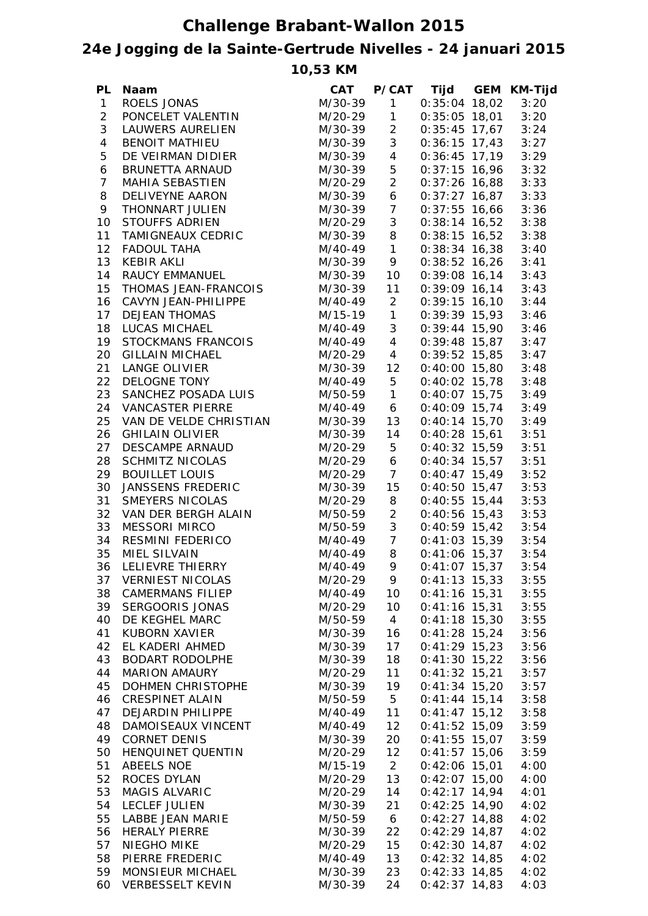# Challenge Brabant-Wallon 2015

## 24e Jogging de la Sainte-Gertrude Nivelles - 24 januari 2015

### 10,53 KM

| PL | Naam | CAT | P/CAT | Tijd | GEM | KM-Tijd |
|---|---|---|---|---|---|---|
| 1 | ROELS JONAS | M/30-39 | 1 | 0:35:04 | 18,02 | 3:20 |
| 2 | PONCELET VALENTIN | M/20-29 | 1 | 0:35:05 | 18,01 | 3:20 |
| 3 | LAUWERS AURELIEN | M/30-39 | 2 | 0:35:45 | 17,67 | 3:24 |
| 4 | BENOIT MATHIEU | M/30-39 | 3 | 0:36:15 | 17,43 | 3:27 |
| 5 | DE VEIRMAN DIDIER | M/30-39 | 4 | 0:36:45 | 17,19 | 3:29 |
| 6 | BRUNETTA ARNAUD | M/30-39 | 5 | 0:37:15 | 16,96 | 3:32 |
| 7 | MAHIA SEBASTIEN | M/20-29 | 2 | 0:37:26 | 16,88 | 3:33 |
| 8 | DELIVEYNE AARON | M/30-39 | 6 | 0:37:27 | 16,87 | 3:33 |
| 9 | THONNART JULIEN | M/30-39 | 7 | 0:37:55 | 16,66 | 3:36 |
| 10 | STOUFFS ADRIEN | M/20-29 | 3 | 0:38:14 | 16,52 | 3:38 |
| 11 | TAMIGNEAUX CEDRIC | M/30-39 | 8 | 0:38:15 | 16,52 | 3:38 |
| 12 | FADOUL TAHA | M/40-49 | 1 | 0:38:34 | 16,38 | 3:40 |
| 13 | KEBIR AKLI | M/30-39 | 9 | 0:38:52 | 16,26 | 3:41 |
| 14 | RAUCY EMMANUEL | M/30-39 | 10 | 0:39:08 | 16,14 | 3:43 |
| 15 | THOMAS JEAN-FRANCOIS | M/30-39 | 11 | 0:39:09 | 16,14 | 3:43 |
| 16 | CAVYN JEAN-PHILIPPE | M/40-49 | 2 | 0:39:15 | 16,10 | 3:44 |
| 17 | DEJEAN THOMAS | M/15-19 | 1 | 0:39:39 | 15,93 | 3:46 |
| 18 | LUCAS MICHAEL | M/40-49 | 3 | 0:39:44 | 15,90 | 3:46 |
| 19 | STOCKMANS FRANCOIS | M/40-49 | 4 | 0:39:48 | 15,87 | 3:47 |
| 20 | GILLAIN MICHAEL | M/20-29 | 4 | 0:39:52 | 15,85 | 3:47 |
| 21 | LANGE OLIVIER | M/30-39 | 12 | 0:40:00 | 15,80 | 3:48 |
| 22 | DELOGNE TONY | M/40-49 | 5 | 0:40:02 | 15,78 | 3:48 |
| 23 | SANCHEZ POSADA LUIS | M/50-59 | 1 | 0:40:07 | 15,75 | 3:49 |
| 24 | VANCASTER PIERRE | M/40-49 | 6 | 0:40:09 | 15,74 | 3:49 |
| 25 | VAN DE VELDE CHRISTIAN | M/30-39 | 13 | 0:40:14 | 15,70 | 3:49 |
| 26 | GHILAIN OLIVIER | M/30-39 | 14 | 0:40:28 | 15,61 | 3:51 |
| 27 | DESCAMPE ARNAUD | M/20-29 | 5 | 0:40:32 | 15,59 | 3:51 |
| 28 | SCHMITZ NICOLAS | M/20-29 | 6 | 0:40:34 | 15,57 | 3:51 |
| 29 | BOUILLET LOUIS | M/20-29 | 7 | 0:40:47 | 15,49 | 3:52 |
| 30 | JANSSENS FREDERIC | M/30-39 | 15 | 0:40:50 | 15,47 | 3:53 |
| 31 | SMEYERS NICOLAS | M/20-29 | 8 | 0:40:55 | 15,44 | 3:53 |
| 32 | VAN DER BERGH ALAIN | M/50-59 | 2 | 0:40:56 | 15,43 | 3:53 |
| 33 | MESSORI MIRCO | M/50-59 | 3 | 0:40:59 | 15,42 | 3:54 |
| 34 | RESMINI FEDERICO | M/40-49 | 7 | 0:41:03 | 15,39 | 3:54 |
| 35 | MIEL SILVAIN | M/40-49 | 8 | 0:41:06 | 15,37 | 3:54 |
| 36 | LELIEVRE THIERRY | M/40-49 | 9 | 0:41:07 | 15,37 | 3:54 |
| 37 | VERNIEST NICOLAS | M/20-29 | 9 | 0:41:13 | 15,33 | 3:55 |
| 38 | CAMERMANS FILIEP | M/40-49 | 10 | 0:41:16 | 15,31 | 3:55 |
| 39 | SERGOORIS JONAS | M/20-29 | 10 | 0:41:16 | 15,31 | 3:55 |
| 40 | DE KEGHEL MARC | M/50-59 | 4 | 0:41:18 | 15,30 | 3:55 |
| 41 | KUBORN XAVIER | M/30-39 | 16 | 0:41:28 | 15,24 | 3:56 |
| 42 | EL KADERI AHMED | M/30-39 | 17 | 0:41:29 | 15,23 | 3:56 |
| 43 | BODART RODOLPHE | M/30-39 | 18 | 0:41:30 | 15,22 | 3:56 |
| 44 | MARION AMAURY | M/20-29 | 11 | 0:41:32 | 15,21 | 3:57 |
| 45 | DOHMEN CHRISTOPHE | M/30-39 | 19 | 0:41:34 | 15,20 | 3:57 |
| 46 | CRESPINET ALAIN | M/50-59 | 5 | 0:41:44 | 15,14 | 3:58 |
| 47 | DEJARDIN PHILIPPE | M/40-49 | 11 | 0:41:47 | 15,12 | 3:58 |
| 48 | DAMOISEAUX VINCENT | M/40-49 | 12 | 0:41:52 | 15,09 | 3:59 |
| 49 | CORNET DENIS | M/30-39 | 20 | 0:41:55 | 15,07 | 3:59 |
| 50 | HENQUINET QUENTIN | M/20-29 | 12 | 0:41:57 | 15,06 | 3:59 |
| 51 | ABEELS NOE | M/15-19 | 2 | 0:42:06 | 15,01 | 4:00 |
| 52 | ROCES DYLAN | M/20-29 | 13 | 0:42:07 | 15,00 | 4:00 |
| 53 | MAGIS ALVARIC | M/20-29 | 14 | 0:42:17 | 14,94 | 4:01 |
| 54 | LECLEF JULIEN | M/30-39 | 21 | 0:42:25 | 14,90 | 4:02 |
| 55 | LABBE JEAN MARIE | M/50-59 | 6 | 0:42:27 | 14,88 | 4:02 |
| 56 | HERALY PIERRE | M/30-39 | 22 | 0:42:29 | 14,87 | 4:02 |
| 57 | NIEGHO MIKE | M/20-29 | 15 | 0:42:30 | 14,87 | 4:02 |
| 58 | PIERRE FREDERIC | M/40-49 | 13 | 0:42:32 | 14,85 | 4:02 |
| 59 | MONSIEUR MICHAEL | M/30-39 | 23 | 0:42:33 | 14,85 | 4:02 |
| 60 | VERBESSELT KEVIN | M/30-39 | 24 | 0:42:37 | 14,83 | 4:03 |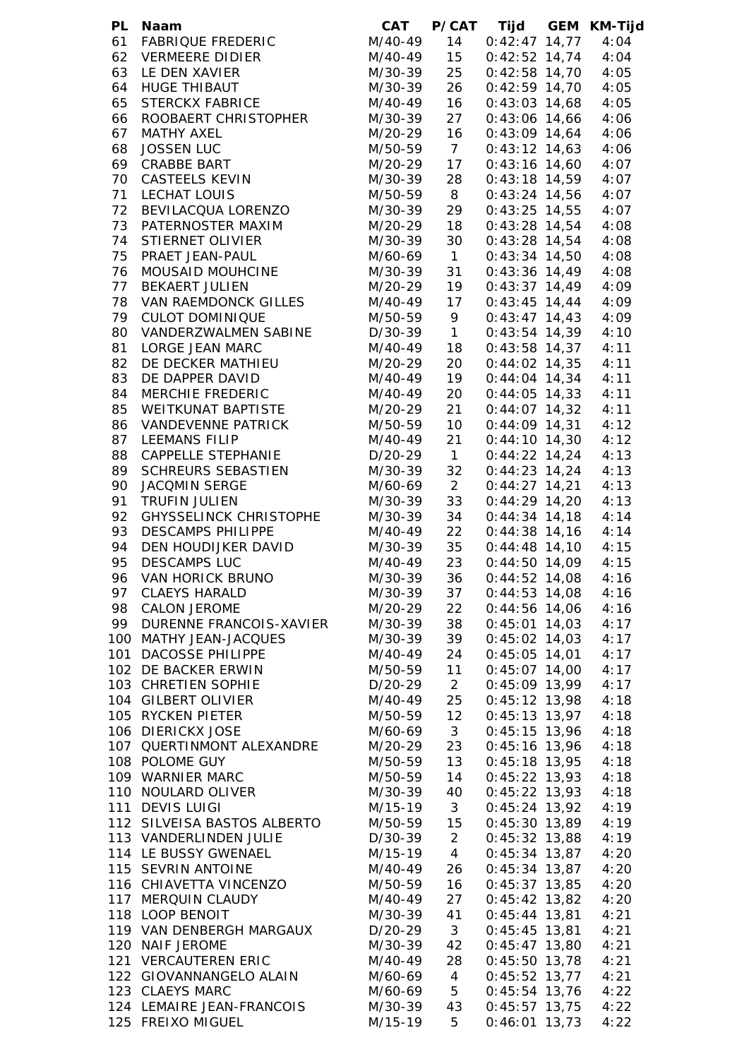| PL | Naam | CAT | P/CAT | Tijd | GEM | KM-Tijd |
|---|---|---|---|---|---|---|
| 61 | FABRIQUE FREDERIC | M/40-49 | 14 | 0:42:47 | 14,77 | 4:04 |
| 62 | VERMEERE DIDIER | M/40-49 | 15 | 0:42:52 | 14,74 | 4:04 |
| 63 | LE DEN XAVIER | M/30-39 | 25 | 0:42:58 | 14,70 | 4:05 |
| 64 | HUGE THIBAUT | M/30-39 | 26 | 0:42:59 | 14,70 | 4:05 |
| 65 | STERCKX FABRICE | M/40-49 | 16 | 0:43:03 | 14,68 | 4:05 |
| 66 | ROOBAERT CHRISTOPHER | M/30-39 | 27 | 0:43:06 | 14,66 | 4:06 |
| 67 | MATHY AXEL | M/20-29 | 16 | 0:43:09 | 14,64 | 4:06 |
| 68 | JOSSEN LUC | M/50-59 | 7 | 0:43:12 | 14,63 | 4:06 |
| 69 | CRABBE BART | M/20-29 | 17 | 0:43:16 | 14,60 | 4:07 |
| 70 | CASTEELS KEVIN | M/30-39 | 28 | 0:43:18 | 14,59 | 4:07 |
| 71 | LECHAT LOUIS | M/50-59 | 8 | 0:43:24 | 14,56 | 4:07 |
| 72 | BEVILACQUA LORENZO | M/30-39 | 29 | 0:43:25 | 14,55 | 4:07 |
| 73 | PATERNOSTER MAXIM | M/20-29 | 18 | 0:43:28 | 14,54 | 4:08 |
| 74 | STIERNET OLIVIER | M/30-39 | 30 | 0:43:28 | 14,54 | 4:08 |
| 75 | PRAET JEAN-PAUL | M/60-69 | 1 | 0:43:34 | 14,50 | 4:08 |
| 76 | MOUSAID MOUHCINE | M/30-39 | 31 | 0:43:36 | 14,49 | 4:08 |
| 77 | BEKAERT JULIEN | M/20-29 | 19 | 0:43:37 | 14,49 | 4:09 |
| 78 | VAN RAEMDONCK GILLES | M/40-49 | 17 | 0:43:45 | 14,44 | 4:09 |
| 79 | CULOT DOMINIQUE | M/50-59 | 9 | 0:43:47 | 14,43 | 4:09 |
| 80 | VANDERZWALMEN SABINE | D/30-39 | 1 | 0:43:54 | 14,39 | 4:10 |
| 81 | LORGE JEAN MARC | M/40-49 | 18 | 0:43:58 | 14,37 | 4:11 |
| 82 | DE DECKER MATHIEU | M/20-29 | 20 | 0:44:02 | 14,35 | 4:11 |
| 83 | DE DAPPER DAVID | M/40-49 | 19 | 0:44:04 | 14,34 | 4:11 |
| 84 | MERCHIE FREDERIC | M/40-49 | 20 | 0:44:05 | 14,33 | 4:11 |
| 85 | WEITKUNAT BAPTISTE | M/20-29 | 21 | 0:44:07 | 14,32 | 4:11 |
| 86 | VANDEVENNE PATRICK | M/50-59 | 10 | 0:44:09 | 14,31 | 4:12 |
| 87 | LEEMANS FILIP | M/40-49 | 21 | 0:44:10 | 14,30 | 4:12 |
| 88 | CAPPELLE STEPHANIE | D/20-29 | 1 | 0:44:22 | 14,24 | 4:13 |
| 89 | SCHREURS SEBASTIEN | M/30-39 | 32 | 0:44:23 | 14,24 | 4:13 |
| 90 | JACQMIN SERGE | M/60-69 | 2 | 0:44:27 | 14,21 | 4:13 |
| 91 | TRUFIN JULIEN | M/30-39 | 33 | 0:44:29 | 14,20 | 4:13 |
| 92 | GHYSSELINCK CHRISTOPHE | M/30-39 | 34 | 0:44:34 | 14,18 | 4:14 |
| 93 | DESCAMPS PHILIPPE | M/40-49 | 22 | 0:44:38 | 14,16 | 4:14 |
| 94 | DEN HOUDIJKER DAVID | M/30-39 | 35 | 0:44:48 | 14,10 | 4:15 |
| 95 | DESCAMPS LUC | M/40-49 | 23 | 0:44:50 | 14,09 | 4:15 |
| 96 | VAN HORICK BRUNO | M/30-39 | 36 | 0:44:52 | 14,08 | 4:16 |
| 97 | CLAEYS HARALD | M/30-39 | 37 | 0:44:53 | 14,08 | 4:16 |
| 98 | CALON JEROME | M/20-29 | 22 | 0:44:56 | 14,06 | 4:16 |
| 99 | DURENNE FRANCOIS-XAVIER | M/30-39 | 38 | 0:45:01 | 14,03 | 4:17 |
| 100 | MATHY JEAN-JACQUES | M/30-39 | 39 | 0:45:02 | 14,03 | 4:17 |
| 101 | DACOSSE PHILIPPE | M/40-49 | 24 | 0:45:05 | 14,01 | 4:17 |
| 102 | DE BACKER ERWIN | M/50-59 | 11 | 0:45:07 | 14,00 | 4:17 |
| 103 | CHRETIEN SOPHIE | D/20-29 | 2 | 0:45:09 | 13,99 | 4:17 |
| 104 | GILBERT OLIVIER | M/40-49 | 25 | 0:45:12 | 13,98 | 4:18 |
| 105 | RYCKEN PIETER | M/50-59 | 12 | 0:45:13 | 13,97 | 4:18 |
| 106 | DIERICKX JOSE | M/60-69 | 3 | 0:45:15 | 13,96 | 4:18 |
| 107 | QUERTINMONT ALEXANDRE | M/20-29 | 23 | 0:45:16 | 13,96 | 4:18 |
| 108 | POLOME GUY | M/50-59 | 13 | 0:45:18 | 13,95 | 4:18 |
| 109 | WARNIER MARC | M/50-59 | 14 | 0:45:22 | 13,93 | 4:18 |
| 110 | NOULARD OLIVER | M/30-39 | 40 | 0:45:22 | 13,93 | 4:18 |
| 111 | DEVIS LUIGI | M/15-19 | 3 | 0:45:24 | 13,92 | 4:19 |
| 112 | SILVEISA BASTOS ALBERTO | M/50-59 | 15 | 0:45:30 | 13,89 | 4:19 |
| 113 | VANDERLINDEN JULIE | D/30-39 | 2 | 0:45:32 | 13,88 | 4:19 |
| 114 | LE BUSSY GWENAEL | M/15-19 | 4 | 0:45:34 | 13,87 | 4:20 |
| 115 | SEVRIN ANTOINE | M/40-49 | 26 | 0:45:34 | 13,87 | 4:20 |
| 116 | CHIAVETTA VINCENZO | M/50-59 | 16 | 0:45:37 | 13,85 | 4:20 |
| 117 | MERQUIN CLAUDY | M/40-49 | 27 | 0:45:42 | 13,82 | 4:20 |
| 118 | LOOP BENOIT | M/30-39 | 41 | 0:45:44 | 13,81 | 4:21 |
| 119 | VAN DENBERGH MARGAUX | D/20-29 | 3 | 0:45:45 | 13,81 | 4:21 |
| 120 | NAIF JEROME | M/30-39 | 42 | 0:45:47 | 13,80 | 4:21 |
| 121 | VERCAUTEREN ERIC | M/40-49 | 28 | 0:45:50 | 13,78 | 4:21 |
| 122 | GIOVANNANGELO ALAIN | M/60-69 | 4 | 0:45:52 | 13,77 | 4:21 |
| 123 | CLAEYS MARC | M/60-69 | 5 | 0:45:54 | 13,76 | 4:22 |
| 124 | LEMAIRE JEAN-FRANCOIS | M/30-39 | 43 | 0:45:57 | 13,75 | 4:22 |
| 125 | FREIXO MIGUEL | M/15-19 | 5 | 0:46:01 | 13,73 | 4:22 |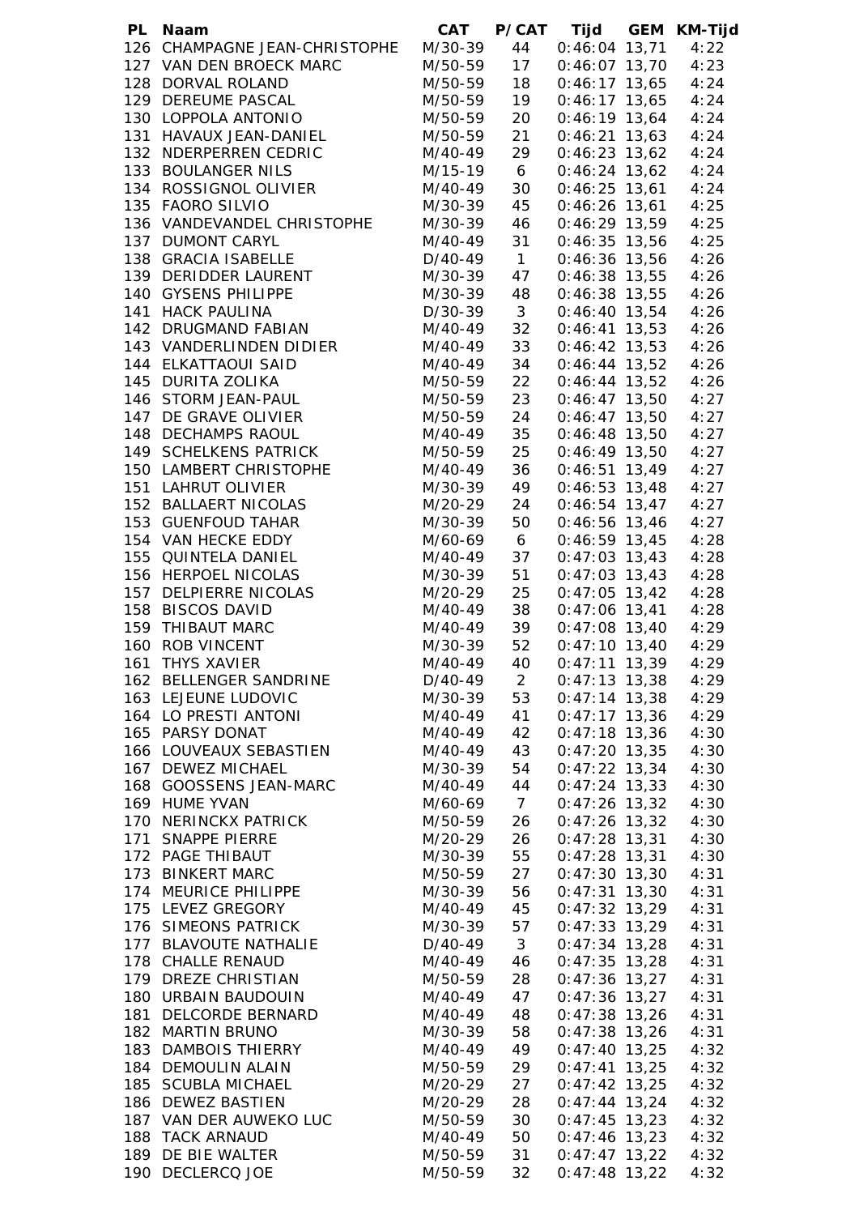| PL | Naam | CAT | P/CAT | Tijd | GEM | KM-Tijd |
|---|---|---|---|---|---|---|
| 126 | CHAMPAGNE JEAN-CHRISTOPHE | M/30-39 | 44 | 0:46:04 | 13,71 | 4:22 |
| 127 | VAN DEN BROECK MARC | M/50-59 | 17 | 0:46:07 | 13,70 | 4:23 |
| 128 | DORVAL ROLAND | M/50-59 | 18 | 0:46:17 | 13,65 | 4:24 |
| 129 | DEREUME PASCAL | M/50-59 | 19 | 0:46:17 | 13,65 | 4:24 |
| 130 | LOPPOLA ANTONIO | M/50-59 | 20 | 0:46:19 | 13,64 | 4:24 |
| 131 | HAVAUX JEAN-DANIEL | M/50-59 | 21 | 0:46:21 | 13,63 | 4:24 |
| 132 | NDERPERREN CEDRIC | M/40-49 | 29 | 0:46:23 | 13,62 | 4:24 |
| 133 | BOULANGER NILS | M/15-19 | 6 | 0:46:24 | 13,62 | 4:24 |
| 134 | ROSSIGNOL OLIVIER | M/40-49 | 30 | 0:46:25 | 13,61 | 4:24 |
| 135 | FAORO SILVIO | M/30-39 | 45 | 0:46:26 | 13,61 | 4:25 |
| 136 | VANDEVANDEL CHRISTOPHE | M/30-39 | 46 | 0:46:29 | 13,59 | 4:25 |
| 137 | DUMONT CARYL | M/40-49 | 31 | 0:46:35 | 13,56 | 4:25 |
| 138 | GRACIA ISABELLE | D/40-49 | 1 | 0:46:36 | 13,56 | 4:26 |
| 139 | DERIDDER LAURENT | M/30-39 | 47 | 0:46:38 | 13,55 | 4:26 |
| 140 | GYSENS PHILIPPE | M/30-39 | 48 | 0:46:38 | 13,55 | 4:26 |
| 141 | HACK PAULINA | D/30-39 | 3 | 0:46:40 | 13,54 | 4:26 |
| 142 | DRUGMAND FABIAN | M/40-49 | 32 | 0:46:41 | 13,53 | 4:26 |
| 143 | VANDERLINDEN DIDIER | M/40-49 | 33 | 0:46:42 | 13,53 | 4:26 |
| 144 | ELKATTAOUI SAID | M/40-49 | 34 | 0:46:44 | 13,52 | 4:26 |
| 145 | DURITA ZOLIKA | M/50-59 | 22 | 0:46:44 | 13,52 | 4:26 |
| 146 | STORM JEAN-PAUL | M/50-59 | 23 | 0:46:47 | 13,50 | 4:27 |
| 147 | DE GRAVE OLIVIER | M/50-59 | 24 | 0:46:47 | 13,50 | 4:27 |
| 148 | DECHAMPS RAOUL | M/40-49 | 35 | 0:46:48 | 13,50 | 4:27 |
| 149 | SCHELKENS PATRICK | M/50-59 | 25 | 0:46:49 | 13,50 | 4:27 |
| 150 | LAMBERT CHRISTOPHE | M/40-49 | 36 | 0:46:51 | 13,49 | 4:27 |
| 151 | LAHRUT OLIVIER | M/30-39 | 49 | 0:46:53 | 13,48 | 4:27 |
| 152 | BALLAERT NICOLAS | M/20-29 | 24 | 0:46:54 | 13,47 | 4:27 |
| 153 | GUENFOUD TAHAR | M/30-39 | 50 | 0:46:56 | 13,46 | 4:27 |
| 154 | VAN HECKE EDDY | M/60-69 | 6 | 0:46:59 | 13,45 | 4:28 |
| 155 | QUINTELA DANIEL | M/40-49 | 37 | 0:47:03 | 13,43 | 4:28 |
| 156 | HERPOEL NICOLAS | M/30-39 | 51 | 0:47:03 | 13,43 | 4:28 |
| 157 | DELPIERRE NICOLAS | M/20-29 | 25 | 0:47:05 | 13,42 | 4:28 |
| 158 | BISCOS DAVID | M/40-49 | 38 | 0:47:06 | 13,41 | 4:28 |
| 159 | THIBAUT MARC | M/40-49 | 39 | 0:47:08 | 13,40 | 4:29 |
| 160 | ROB VINCENT | M/30-39 | 52 | 0:47:10 | 13,40 | 4:29 |
| 161 | THYS XAVIER | M/40-49 | 40 | 0:47:11 | 13,39 | 4:29 |
| 162 | BELLENGER SANDRINE | D/40-49 | 2 | 0:47:13 | 13,38 | 4:29 |
| 163 | LEJEUNE LUDOVIC | M/30-39 | 53 | 0:47:14 | 13,38 | 4:29 |
| 164 | LO PRESTI ANTONI | M/40-49 | 41 | 0:47:17 | 13,36 | 4:29 |
| 165 | PARSY DONAT | M/40-49 | 42 | 0:47:18 | 13,36 | 4:30 |
| 166 | LOUVEAUX SEBASTIEN | M/40-49 | 43 | 0:47:20 | 13,35 | 4:30 |
| 167 | DEWEZ MICHAEL | M/30-39 | 54 | 0:47:22 | 13,34 | 4:30 |
| 168 | GOOSSENS JEAN-MARC | M/40-49 | 44 | 0:47:24 | 13,33 | 4:30 |
| 169 | HUME YVAN | M/60-69 | 7 | 0:47:26 | 13,32 | 4:30 |
| 170 | NERINCKX PATRICK | M/50-59 | 26 | 0:47:26 | 13,32 | 4:30 |
| 171 | SNAPPE PIERRE | M/20-29 | 26 | 0:47:28 | 13,31 | 4:30 |
| 172 | PAGE THIBAUT | M/30-39 | 55 | 0:47:28 | 13,31 | 4:30 |
| 173 | BINKERT MARC | M/50-59 | 27 | 0:47:30 | 13,30 | 4:31 |
| 174 | MEURICE PHILIPPE | M/30-39 | 56 | 0:47:31 | 13,30 | 4:31 |
| 175 | LEVEZ GREGORY | M/40-49 | 45 | 0:47:32 | 13,29 | 4:31 |
| 176 | SIMEONS PATRICK | M/30-39 | 57 | 0:47:33 | 13,29 | 4:31 |
| 177 | BLAVOUTE NATHALIE | D/40-49 | 3 | 0:47:34 | 13,28 | 4:31 |
| 178 | CHALLE RENAUD | M/40-49 | 46 | 0:47:35 | 13,28 | 4:31 |
| 179 | DREZE CHRISTIAN | M/50-59 | 28 | 0:47:36 | 13,27 | 4:31 |
| 180 | URBAIN BAUDOUIN | M/40-49 | 47 | 0:47:36 | 13,27 | 4:31 |
| 181 | DELCORDE BERNARD | M/40-49 | 48 | 0:47:38 | 13,26 | 4:31 |
| 182 | MARTIN BRUNO | M/30-39 | 58 | 0:47:38 | 13,26 | 4:31 |
| 183 | DAMBOIS THIERRY | M/40-49 | 49 | 0:47:40 | 13,25 | 4:32 |
| 184 | DEMOULIN ALAIN | M/50-59 | 29 | 0:47:41 | 13,25 | 4:32 |
| 185 | SCUBLA MICHAEL | M/20-29 | 27 | 0:47:42 | 13,25 | 4:32 |
| 186 | DEWEZ BASTIEN | M/20-29 | 28 | 0:47:44 | 13,24 | 4:32 |
| 187 | VAN DER AUWEKO LUC | M/50-59 | 30 | 0:47:45 | 13,23 | 4:32 |
| 188 | TACK ARNAUD | M/40-49 | 50 | 0:47:46 | 13,23 | 4:32 |
| 189 | DE BIE WALTER | M/50-59 | 31 | 0:47:47 | 13,22 | 4:32 |
| 190 | DECLERCQ JOE | M/50-59 | 32 | 0:47:48 | 13,22 | 4:32 |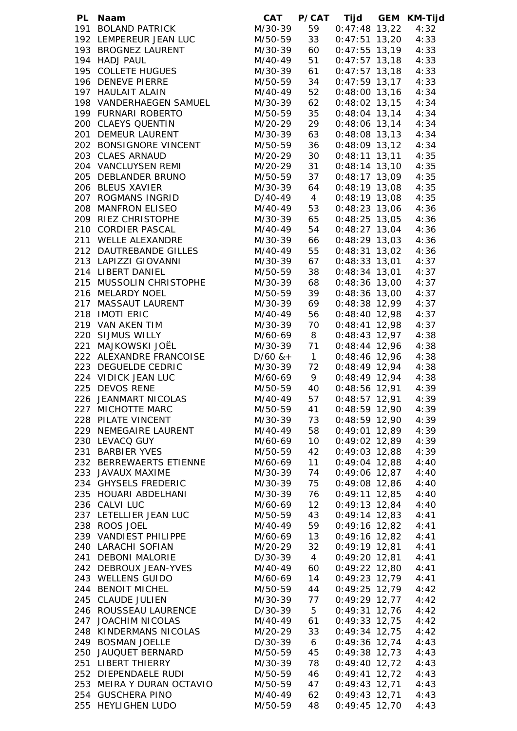| PL | Naam | CAT | P/CAT | Tijd | GEM | KM-Tijd |
|---|---|---|---|---|---|---|
| 191 | BOLAND PATRICK | M/30-39 | 59 | 0:47:48 | 13,22 | 4:32 |
| 192 | LEMPEREUR JEAN LUC | M/50-59 | 33 | 0:47:51 | 13,20 | 4:33 |
| 193 | BROGNEZ LAURENT | M/30-39 | 60 | 0:47:55 | 13,19 | 4:33 |
| 194 | HADJ PAUL | M/40-49 | 51 | 0:47:57 | 13,18 | 4:33 |
| 195 | COLLETE HUGUES | M/30-39 | 61 | 0:47:57 | 13,18 | 4:33 |
| 196 | DENEVE PIERRE | M/50-59 | 34 | 0:47:59 | 13,17 | 4:33 |
| 197 | HAULAIT ALAIN | M/40-49 | 52 | 0:48:00 | 13,16 | 4:34 |
| 198 | VANDERHAEGEN SAMUEL | M/30-39 | 62 | 0:48:02 | 13,15 | 4:34 |
| 199 | FURNARI ROBERTO | M/50-59 | 35 | 0:48:04 | 13,14 | 4:34 |
| 200 | CLAEYS QUENTIN | M/20-29 | 29 | 0:48:06 | 13,14 | 4:34 |
| 201 | DEMEUR LAURENT | M/30-39 | 63 | 0:48:08 | 13,13 | 4:34 |
| 202 | BONSIGNORE VINCENT | M/50-59 | 36 | 0:48:09 | 13,12 | 4:34 |
| 203 | CLAES ARNAUD | M/20-29 | 30 | 0:48:11 | 13,11 | 4:35 |
| 204 | VANCLUYSEN REMI | M/20-29 | 31 | 0:48:14 | 13,10 | 4:35 |
| 205 | DEBLANDER BRUNO | M/50-59 | 37 | 0:48:17 | 13,09 | 4:35 |
| 206 | BLEUS XAVIER | M/30-39 | 64 | 0:48:19 | 13,08 | 4:35 |
| 207 | ROGMANS INGRID | D/40-49 | 4 | 0:48:19 | 13,08 | 4:35 |
| 208 | MANFRON ELISEO | M/40-49 | 53 | 0:48:23 | 13,06 | 4:36 |
| 209 | RIEZ CHRISTOPHE | M/30-39 | 65 | 0:48:25 | 13,05 | 4:36 |
| 210 | CORDIER PASCAL | M/40-49 | 54 | 0:48:27 | 13,04 | 4:36 |
| 211 | WELLE ALEXANDRE | M/30-39 | 66 | 0:48:29 | 13,03 | 4:36 |
| 212 | DAUTREBANDE GILLES | M/40-49 | 55 | 0:48:31 | 13,02 | 4:36 |
| 213 | LAPIZZI GIOVANNI | M/30-39 | 67 | 0:48:33 | 13,01 | 4:37 |
| 214 | LIBERT DANIEL | M/50-59 | 38 | 0:48:34 | 13,01 | 4:37 |
| 215 | MUSSOLIN CHRISTOPHE | M/30-39 | 68 | 0:48:36 | 13,00 | 4:37 |
| 216 | MELARDY NOEL | M/50-59 | 39 | 0:48:36 | 13,00 | 4:37 |
| 217 | MASSAUT LAURENT | M/30-39 | 69 | 0:48:38 | 12,99 | 4:37 |
| 218 | IMOTI ERIC | M/40-49 | 56 | 0:48:40 | 12,98 | 4:37 |
| 219 | VAN AKEN TIM | M/30-39 | 70 | 0:48:41 | 12,98 | 4:37 |
| 220 | SIJMUS WILLY | M/60-69 | 8 | 0:48:43 | 12,97 | 4:38 |
| 221 | MAJKOWSKI JOËL | M/30-39 | 71 | 0:48:44 | 12,96 | 4:38 |
| 222 | ALEXANDRE FRANCOISE | D/60 &+ | 1 | 0:48:46 | 12,96 | 4:38 |
| 223 | DEGUELDE CEDRIC | M/30-39 | 72 | 0:48:49 | 12,94 | 4:38 |
| 224 | VIDICK JEAN LUC | M/60-69 | 9 | 0:48:49 | 12,94 | 4:38 |
| 225 | DEVOS RENE | M/50-59 | 40 | 0:48:56 | 12,91 | 4:39 |
| 226 | JEANMART NICOLAS | M/40-49 | 57 | 0:48:57 | 12,91 | 4:39 |
| 227 | MICHOTTE MARC | M/50-59 | 41 | 0:48:59 | 12,90 | 4:39 |
| 228 | PILATE VINCENT | M/30-39 | 73 | 0:48:59 | 12,90 | 4:39 |
| 229 | NEMEGAIRE LAURENT | M/40-49 | 58 | 0:49:01 | 12,89 | 4:39 |
| 230 | LEVACQ GUY | M/60-69 | 10 | 0:49:02 | 12,89 | 4:39 |
| 231 | BARBIER YVES | M/50-59 | 42 | 0:49:03 | 12,88 | 4:39 |
| 232 | BERREWAERTS ETIENNE | M/60-69 | 11 | 0:49:04 | 12,88 | 4:40 |
| 233 | JAVAUX MAXIME | M/30-39 | 74 | 0:49:06 | 12,87 | 4:40 |
| 234 | GHYSELS FREDERIC | M/30-39 | 75 | 0:49:08 | 12,86 | 4:40 |
| 235 | HOUARI ABDELHANI | M/30-39 | 76 | 0:49:11 | 12,85 | 4:40 |
| 236 | CALVI LUC | M/60-69 | 12 | 0:49:13 | 12,84 | 4:40 |
| 237 | LETELLIER JEAN LUC | M/50-59 | 43 | 0:49:14 | 12,83 | 4:41 |
| 238 | ROOS JOEL | M/40-49 | 59 | 0:49:16 | 12,82 | 4:41 |
| 239 | VANDIEST PHILIPPE | M/60-69 | 13 | 0:49:16 | 12,82 | 4:41 |
| 240 | LARACHI SOFIAN | M/20-29 | 32 | 0:49:19 | 12,81 | 4:41 |
| 241 | DEBONI MALORIE | D/30-39 | 4 | 0:49:20 | 12,81 | 4:41 |
| 242 | DEBROUX JEAN-YVES | M/40-49 | 60 | 0:49:22 | 12,80 | 4:41 |
| 243 | WELLENS GUIDO | M/60-69 | 14 | 0:49:23 | 12,79 | 4:41 |
| 244 | BENOIT MICHEL | M/50-59 | 44 | 0:49:25 | 12,79 | 4:42 |
| 245 | CLAUDE JULIEN | M/30-39 | 77 | 0:49:29 | 12,77 | 4:42 |
| 246 | ROUSSEAU LAURENCE | D/30-39 | 5 | 0:49:31 | 12,76 | 4:42 |
| 247 | JOACHIM NICOLAS | M/40-49 | 61 | 0:49:33 | 12,75 | 4:42 |
| 248 | KINDERMANS NICOLAS | M/20-29 | 33 | 0:49:34 | 12,75 | 4:42 |
| 249 | BOSMAN JOELLE | D/30-39 | 6 | 0:49:36 | 12,74 | 4:43 |
| 250 | JAUQUET BERNARD | M/50-59 | 45 | 0:49:38 | 12,73 | 4:43 |
| 251 | LIBERT THIERRY | M/30-39 | 78 | 0:49:40 | 12,72 | 4:43 |
| 252 | DIEPENDAELE RUDI | M/50-59 | 46 | 0:49:41 | 12,72 | 4:43 |
| 253 | MEIRA Y DURAN OCTAVIO | M/50-59 | 47 | 0:49:43 | 12,71 | 4:43 |
| 254 | GUSCHERA PINO | M/40-49 | 62 | 0:49:43 | 12,71 | 4:43 |
| 255 | HEYLIGHEN LUDO | M/50-59 | 48 | 0:49:45 | 12,70 | 4:43 |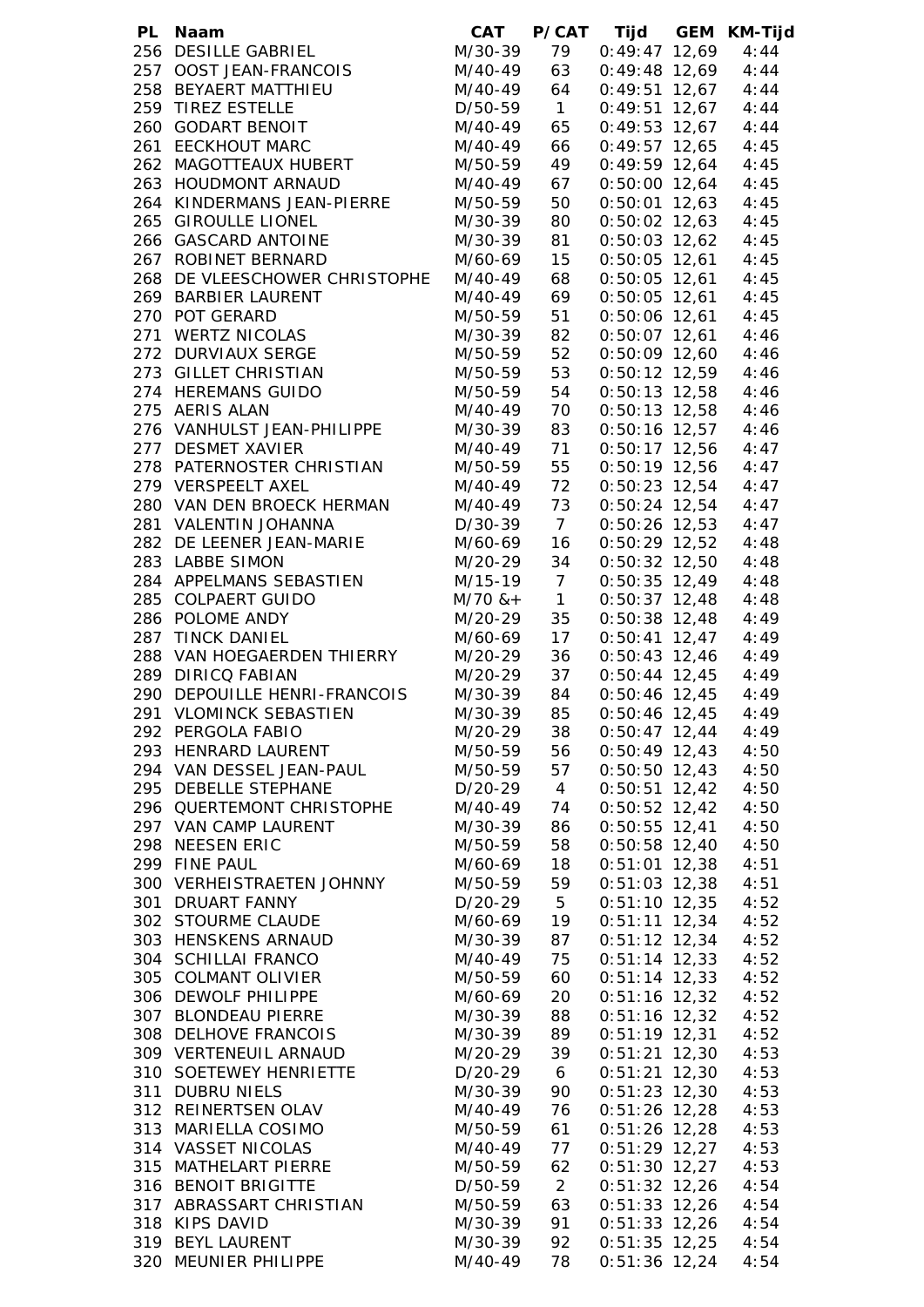| PL | Naam | CAT | P/CAT | Tijd | GEM | KM-Tijd |
|---|---|---|---|---|---|---|
| 256 | DESILLE GABRIEL | M/30-39 | 79 | 0:49:47 | 12,69 | 4:44 |
| 257 | OOST JEAN-FRANCOIS | M/40-49 | 63 | 0:49:48 | 12,69 | 4:44 |
| 258 | BEYAERT MATTHIEU | M/40-49 | 64 | 0:49:51 | 12,67 | 4:44 |
| 259 | TIREZ ESTELLE | D/50-59 | 1 | 0:49:51 | 12,67 | 4:44 |
| 260 | GODART BENOIT | M/40-49 | 65 | 0:49:53 | 12,67 | 4:44 |
| 261 | EECKHOUT MARC | M/40-49 | 66 | 0:49:57 | 12,65 | 4:45 |
| 262 | MAGOTTEAUX HUBERT | M/50-59 | 49 | 0:49:59 | 12,64 | 4:45 |
| 263 | HOUDMONT ARNAUD | M/40-49 | 67 | 0:50:00 | 12,64 | 4:45 |
| 264 | KINDERMANS JEAN-PIERRE | M/50-59 | 50 | 0:50:01 | 12,63 | 4:45 |
| 265 | GIROULLE LIONEL | M/30-39 | 80 | 0:50:02 | 12,63 | 4:45 |
| 266 | GASCARD ANTOINE | M/30-39 | 81 | 0:50:03 | 12,62 | 4:45 |
| 267 | ROBINET BERNARD | M/60-69 | 15 | 0:50:05 | 12,61 | 4:45 |
| 268 | DE VLEESCHOWER CHRISTOPHE | M/40-49 | 68 | 0:50:05 | 12,61 | 4:45 |
| 269 | BARBIER LAURENT | M/40-49 | 69 | 0:50:05 | 12,61 | 4:45 |
| 270 | POT GERARD | M/50-59 | 51 | 0:50:06 | 12,61 | 4:45 |
| 271 | WERTZ NICOLAS | M/30-39 | 82 | 0:50:07 | 12,61 | 4:46 |
| 272 | DURVIAUX SERGE | M/50-59 | 52 | 0:50:09 | 12,60 | 4:46 |
| 273 | GILLET CHRISTIAN | M/50-59 | 53 | 0:50:12 | 12,59 | 4:46 |
| 274 | HEREMANS GUIDO | M/50-59 | 54 | 0:50:13 | 12,58 | 4:46 |
| 275 | AERIS ALAN | M/40-49 | 70 | 0:50:13 | 12,58 | 4:46 |
| 276 | VANHULST JEAN-PHILIPPE | M/30-39 | 83 | 0:50:16 | 12,57 | 4:46 |
| 277 | DESMET XAVIER | M/40-49 | 71 | 0:50:17 | 12,56 | 4:47 |
| 278 | PATERNOSTER CHRISTIAN | M/50-59 | 55 | 0:50:19 | 12,56 | 4:47 |
| 279 | VERSPEELT AXEL | M/40-49 | 72 | 0:50:23 | 12,54 | 4:47 |
| 280 | VAN DEN BROECK HERMAN | M/40-49 | 73 | 0:50:24 | 12,54 | 4:47 |
| 281 | VALENTIN JOHANNA | D/30-39 | 7 | 0:50:26 | 12,53 | 4:47 |
| 282 | DE LEENER JEAN-MARIE | M/60-69 | 16 | 0:50:29 | 12,52 | 4:48 |
| 283 | LABBE SIMON | M/20-29 | 34 | 0:50:32 | 12,50 | 4:48 |
| 284 | APPELMANS SEBASTIEN | M/15-19 | 7 | 0:50:35 | 12,49 | 4:48 |
| 285 | COLPAERT GUIDO | M/70 &+ | 1 | 0:50:37 | 12,48 | 4:48 |
| 286 | POLOME ANDY | M/20-29 | 35 | 0:50:38 | 12,48 | 4:49 |
| 287 | TINCK DANIEL | M/60-69 | 17 | 0:50:41 | 12,47 | 4:49 |
| 288 | VAN HOEGAERDEN THIERRY | M/20-29 | 36 | 0:50:43 | 12,46 | 4:49 |
| 289 | DIRICQ FABIAN | M/20-29 | 37 | 0:50:44 | 12,45 | 4:49 |
| 290 | DEPOUILLE HENRI-FRANCOIS | M/30-39 | 84 | 0:50:46 | 12,45 | 4:49 |
| 291 | VLOMINCK SEBASTIEN | M/30-39 | 85 | 0:50:46 | 12,45 | 4:49 |
| 292 | PERGOLA FABIO | M/20-29 | 38 | 0:50:47 | 12,44 | 4:49 |
| 293 | HENRARD LAURENT | M/50-59 | 56 | 0:50:49 | 12,43 | 4:50 |
| 294 | VAN DESSEL JEAN-PAUL | M/50-59 | 57 | 0:50:50 | 12,43 | 4:50 |
| 295 | DEBELLE STEPHANE | D/20-29 | 4 | 0:50:51 | 12,42 | 4:50 |
| 296 | QUERTEMONT CHRISTOPHE | M/40-49 | 74 | 0:50:52 | 12,42 | 4:50 |
| 297 | VAN CAMP LAURENT | M/30-39 | 86 | 0:50:55 | 12,41 | 4:50 |
| 298 | NEESEN ERIC | M/50-59 | 58 | 0:50:58 | 12,40 | 4:50 |
| 299 | FINE PAUL | M/60-69 | 18 | 0:51:01 | 12,38 | 4:51 |
| 300 | VERHEISTRAETEN JOHNNY | M/50-59 | 59 | 0:51:03 | 12,38 | 4:51 |
| 301 | DRUART FANNY | D/20-29 | 5 | 0:51:10 | 12,35 | 4:52 |
| 302 | STOURME CLAUDE | M/60-69 | 19 | 0:51:11 | 12,34 | 4:52 |
| 303 | HENSKENS ARNAUD | M/30-39 | 87 | 0:51:12 | 12,34 | 4:52 |
| 304 | SCHILLAI FRANCO | M/40-49 | 75 | 0:51:14 | 12,33 | 4:52 |
| 305 | COLMANT OLIVIER | M/50-59 | 60 | 0:51:14 | 12,33 | 4:52 |
| 306 | DEWOLF PHILIPPE | M/60-69 | 20 | 0:51:16 | 12,32 | 4:52 |
| 307 | BLONDEAU PIERRE | M/30-39 | 88 | 0:51:16 | 12,32 | 4:52 |
| 308 | DELHOVE FRANCOIS | M/30-39 | 89 | 0:51:19 | 12,31 | 4:52 |
| 309 | VERTENEUIL ARNAUD | M/20-29 | 39 | 0:51:21 | 12,30 | 4:53 |
| 310 | SOETEWEY HENRIETTE | D/20-29 | 6 | 0:51:21 | 12,30 | 4:53 |
| 311 | DUBRU NIELS | M/30-39 | 90 | 0:51:23 | 12,30 | 4:53 |
| 312 | REINERTSEN OLAV | M/40-49 | 76 | 0:51:26 | 12,28 | 4:53 |
| 313 | MARIELLA COSIMO | M/50-59 | 61 | 0:51:26 | 12,28 | 4:53 |
| 314 | VASSET NICOLAS | M/40-49 | 77 | 0:51:29 | 12,27 | 4:53 |
| 315 | MATHELART PIERRE | M/50-59 | 62 | 0:51:30 | 12,27 | 4:53 |
| 316 | BENOIT BRIGITTE | D/50-59 | 2 | 0:51:32 | 12,26 | 4:54 |
| 317 | ABRASSART CHRISTIAN | M/50-59 | 63 | 0:51:33 | 12,26 | 4:54 |
| 318 | KIPS DAVID | M/30-39 | 91 | 0:51:33 | 12,26 | 4:54 |
| 319 | BEYL LAURENT | M/30-39 | 92 | 0:51:35 | 12,25 | 4:54 |
| 320 | MEUNIER PHILIPPE | M/40-49 | 78 | 0:51:36 | 12,24 | 4:54 |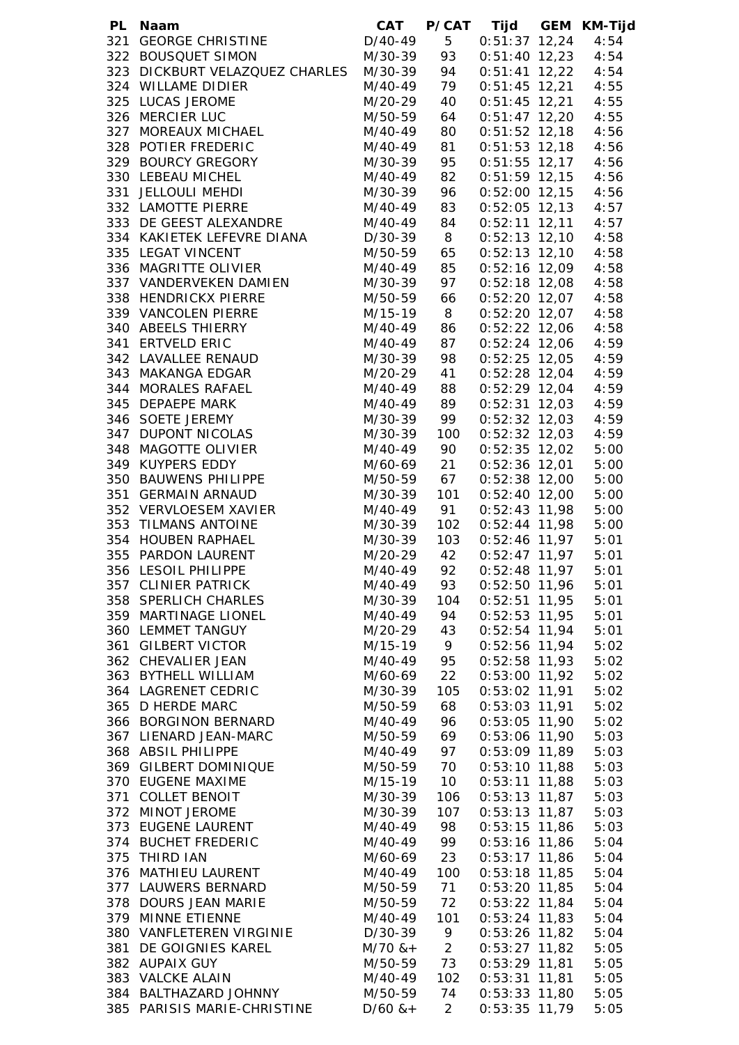| PL | Naam | CAT | P/CAT | Tijd | GEM | KM-Tijd |
|---|---|---|---|---|---|---|
| 321 | GEORGE CHRISTINE | D/40-49 | 5 | 0:51:37 | 12,24 | 4:54 |
| 322 | BOUSQUET SIMON | M/30-39 | 93 | 0:51:40 | 12,23 | 4:54 |
| 323 | DICKBURT VELAZQUEZ CHARLES | M/30-39 | 94 | 0:51:41 | 12,22 | 4:54 |
| 324 | WILLAME DIDIER | M/40-49 | 79 | 0:51:45 | 12,21 | 4:55 |
| 325 | LUCAS JEROME | M/20-29 | 40 | 0:51:45 | 12,21 | 4:55 |
| 326 | MERCIER LUC | M/50-59 | 64 | 0:51:47 | 12,20 | 4:55 |
| 327 | MOREAUX MICHAEL | M/40-49 | 80 | 0:51:52 | 12,18 | 4:56 |
| 328 | POTIER FREDERIC | M/40-49 | 81 | 0:51:53 | 12,18 | 4:56 |
| 329 | BOURCY GREGORY | M/30-39 | 95 | 0:51:55 | 12,17 | 4:56 |
| 330 | LEBEAU MICHEL | M/40-49 | 82 | 0:51:59 | 12,15 | 4:56 |
| 331 | JELLOULI MEHDI | M/30-39 | 96 | 0:52:00 | 12,15 | 4:56 |
| 332 | LAMOTTE PIERRE | M/40-49 | 83 | 0:52:05 | 12,13 | 4:57 |
| 333 | DE GEEST ALEXANDRE | M/40-49 | 84 | 0:52:11 | 12,11 | 4:57 |
| 334 | KAKIETEK LEFEVRE DIANA | D/30-39 | 8 | 0:52:13 | 12,10 | 4:58 |
| 335 | LEGAT VINCENT | M/50-59 | 65 | 0:52:13 | 12,10 | 4:58 |
| 336 | MAGRITTE OLIVIER | M/40-49 | 85 | 0:52:16 | 12,09 | 4:58 |
| 337 | VANDERVEKEN DAMIEN | M/30-39 | 97 | 0:52:18 | 12,08 | 4:58 |
| 338 | HENDRICKX PIERRE | M/50-59 | 66 | 0:52:20 | 12,07 | 4:58 |
| 339 | VANCOLEN PIERRE | M/15-19 | 8 | 0:52:20 | 12,07 | 4:58 |
| 340 | ABEELS THIERRY | M/40-49 | 86 | 0:52:22 | 12,06 | 4:58 |
| 341 | ERTVELD ERIC | M/40-49 | 87 | 0:52:24 | 12,06 | 4:59 |
| 342 | LAVALLEE RENAUD | M/30-39 | 98 | 0:52:25 | 12,05 | 4:59 |
| 343 | MAKANGA EDGAR | M/20-29 | 41 | 0:52:28 | 12,04 | 4:59 |
| 344 | MORALES RAFAEL | M/40-49 | 88 | 0:52:29 | 12,04 | 4:59 |
| 345 | DEPAEPE MARK | M/40-49 | 89 | 0:52:31 | 12,03 | 4:59 |
| 346 | SOETE JEREMY | M/30-39 | 99 | 0:52:32 | 12,03 | 4:59 |
| 347 | DUPONT NICOLAS | M/30-39 | 100 | 0:52:32 | 12,03 | 4:59 |
| 348 | MAGOTTE OLIVIER | M/40-49 | 90 | 0:52:35 | 12,02 | 5:00 |
| 349 | KUYPERS EDDY | M/60-69 | 21 | 0:52:36 | 12,01 | 5:00 |
| 350 | BAUWENS PHILIPPE | M/50-59 | 67 | 0:52:38 | 12,00 | 5:00 |
| 351 | GERMAIN ARNAUD | M/30-39 | 101 | 0:52:40 | 12,00 | 5:00 |
| 352 | VERVLOESEM XAVIER | M/40-49 | 91 | 0:52:43 | 11,98 | 5:00 |
| 353 | TILMANS ANTOINE | M/30-39 | 102 | 0:52:44 | 11,98 | 5:00 |
| 354 | HOUBEN RAPHAEL | M/30-39 | 103 | 0:52:46 | 11,97 | 5:01 |
| 355 | PARDON LAURENT | M/20-29 | 42 | 0:52:47 | 11,97 | 5:01 |
| 356 | LESOIL PHILIPPE | M/40-49 | 92 | 0:52:48 | 11,97 | 5:01 |
| 357 | CLINIER PATRICK | M/40-49 | 93 | 0:52:50 | 11,96 | 5:01 |
| 358 | SPERLICH CHARLES | M/30-39 | 104 | 0:52:51 | 11,95 | 5:01 |
| 359 | MARTINAGE LIONEL | M/40-49 | 94 | 0:52:53 | 11,95 | 5:01 |
| 360 | LEMMET TANGUY | M/20-29 | 43 | 0:52:54 | 11,94 | 5:01 |
| 361 | GILBERT VICTOR | M/15-19 | 9 | 0:52:56 | 11,94 | 5:02 |
| 362 | CHEVALIER JEAN | M/40-49 | 95 | 0:52:58 | 11,93 | 5:02 |
| 363 | BYTHELL WILLIAM | M/60-69 | 22 | 0:53:00 | 11,92 | 5:02 |
| 364 | LAGRENET CEDRIC | M/30-39 | 105 | 0:53:02 | 11,91 | 5:02 |
| 365 | D HERDE MARC | M/50-59 | 68 | 0:53:03 | 11,91 | 5:02 |
| 366 | BORGINON BERNARD | M/40-49 | 96 | 0:53:05 | 11,90 | 5:02 |
| 367 | LIENARD JEAN-MARC | M/50-59 | 69 | 0:53:06 | 11,90 | 5:03 |
| 368 | ABSIL PHILIPPE | M/40-49 | 97 | 0:53:09 | 11,89 | 5:03 |
| 369 | GILBERT DOMINIQUE | M/50-59 | 70 | 0:53:10 | 11,88 | 5:03 |
| 370 | EUGENE MAXIME | M/15-19 | 10 | 0:53:11 | 11,88 | 5:03 |
| 371 | COLLET BENOIT | M/30-39 | 106 | 0:53:13 | 11,87 | 5:03 |
| 372 | MINOT JEROME | M/30-39 | 107 | 0:53:13 | 11,87 | 5:03 |
| 373 | EUGENE LAURENT | M/40-49 | 98 | 0:53:15 | 11,86 | 5:03 |
| 374 | BUCHET FREDERIC | M/40-49 | 99 | 0:53:16 | 11,86 | 5:04 |
| 375 | THIRD IAN | M/60-69 | 23 | 0:53:17 | 11,86 | 5:04 |
| 376 | MATHIEU LAURENT | M/40-49 | 100 | 0:53:18 | 11,85 | 5:04 |
| 377 | LAUWERS BERNARD | M/50-59 | 71 | 0:53:20 | 11,85 | 5:04 |
| 378 | DOURS JEAN MARIE | M/50-59 | 72 | 0:53:22 | 11,84 | 5:04 |
| 379 | MINNE ETIENNE | M/40-49 | 101 | 0:53:24 | 11,83 | 5:04 |
| 380 | VANFLETEREN VIRGINIE | D/30-39 | 9 | 0:53:26 | 11,82 | 5:04 |
| 381 | DE GOIGNIES KAREL | M/70 &+ | 2 | 0:53:27 | 11,82 | 5:05 |
| 382 | AUPAIX GUY | M/50-59 | 73 | 0:53:29 | 11,81 | 5:05 |
| 383 | VALCKE ALAIN | M/40-49 | 102 | 0:53:31 | 11,81 | 5:05 |
| 384 | BALTHAZARD JOHNNY | M/50-59 | 74 | 0:53:33 | 11,80 | 5:05 |
| 385 | PARISIS MARIE-CHRISTINE | D/60 &+ | 2 | 0:53:35 | 11,79 | 5:05 |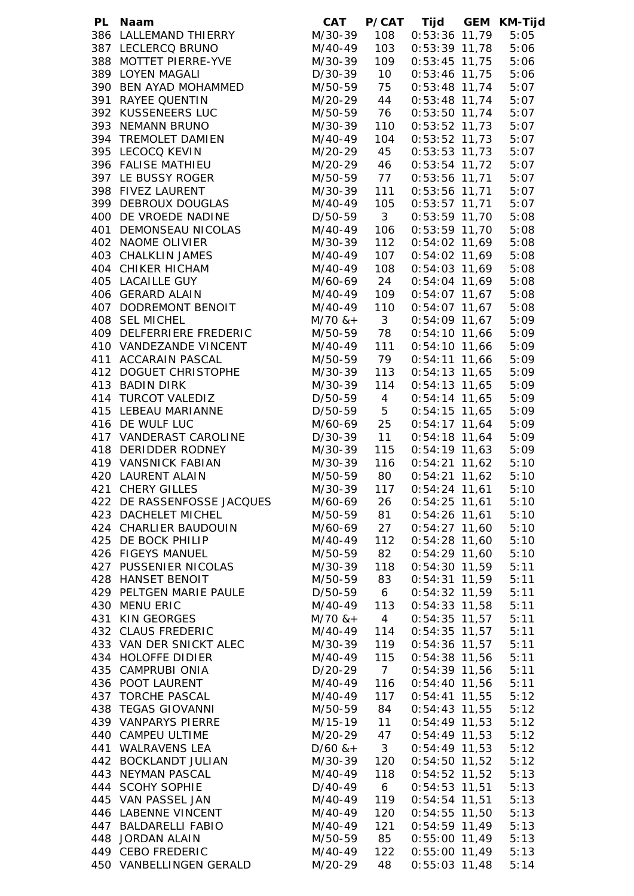| PL | Naam | CAT | P/CAT | Tijd | GEM | KM-Tijd |
|---|---|---|---|---|---|---|
| 386 | LALLEMAND THIERRY | M/30-39 | 108 | 0:53:36 | 11,79 | 5:05 |
| 387 | LECLERCQ BRUNO | M/40-49 | 103 | 0:53:39 | 11,78 | 5:06 |
| 388 | MOTTET PIERRE-YVE | M/30-39 | 109 | 0:53:45 | 11,75 | 5:06 |
| 389 | LOYEN MAGALI | D/30-39 | 10 | 0:53:46 | 11,75 | 5:06 |
| 390 | BEN AYAD MOHAMMED | M/50-59 | 75 | 0:53:48 | 11,74 | 5:07 |
| 391 | RAYEE QUENTIN | M/20-29 | 44 | 0:53:48 | 11,74 | 5:07 |
| 392 | KUSSENEERS LUC | M/50-59 | 76 | 0:53:50 | 11,74 | 5:07 |
| 393 | NEMANN BRUNO | M/30-39 | 110 | 0:53:52 | 11,73 | 5:07 |
| 394 | TREMOLET DAMIEN | M/40-49 | 104 | 0:53:52 | 11,73 | 5:07 |
| 395 | LECOCQ KEVIN | M/20-29 | 45 | 0:53:53 | 11,73 | 5:07 |
| 396 | FALISE MATHIEU | M/20-29 | 46 | 0:53:54 | 11,72 | 5:07 |
| 397 | LE BUSSY ROGER | M/50-59 | 77 | 0:53:56 | 11,71 | 5:07 |
| 398 | FIVEZ LAURENT | M/30-39 | 111 | 0:53:56 | 11,71 | 5:07 |
| 399 | DEBROUX DOUGLAS | M/40-49 | 105 | 0:53:57 | 11,71 | 5:07 |
| 400 | DE VROEDE NADINE | D/50-59 | 3 | 0:53:59 | 11,70 | 5:08 |
| 401 | DEMONSEAU NICOLAS | M/40-49 | 106 | 0:53:59 | 11,70 | 5:08 |
| 402 | NAOME OLIVIER | M/30-39 | 112 | 0:54:02 | 11,69 | 5:08 |
| 403 | CHALKLIN JAMES | M/40-49 | 107 | 0:54:02 | 11,69 | 5:08 |
| 404 | CHIKER HICHAM | M/40-49 | 108 | 0:54:03 | 11,69 | 5:08 |
| 405 | LACAILLE GUY | M/60-69 | 24 | 0:54:04 | 11,69 | 5:08 |
| 406 | GERARD ALAIN | M/40-49 | 109 | 0:54:07 | 11,67 | 5:08 |
| 407 | DODREMONT BENOIT | M/40-49 | 110 | 0:54:07 | 11,67 | 5:08 |
| 408 | SEL MICHEL | M/70 &+ | 3 | 0:54:09 | 11,67 | 5:09 |
| 409 | DELFERRIERE FREDERIC | M/50-59 | 78 | 0:54:10 | 11,66 | 5:09 |
| 410 | VANDEZANDE VINCENT | M/40-49 | 111 | 0:54:10 | 11,66 | 5:09 |
| 411 | ACCARAIN PASCAL | M/50-59 | 79 | 0:54:11 | 11,66 | 5:09 |
| 412 | DOGUET CHRISTOPHE | M/30-39 | 113 | 0:54:13 | 11,65 | 5:09 |
| 413 | BADIN DIRK | M/30-39 | 114 | 0:54:13 | 11,65 | 5:09 |
| 414 | TURCOT VALEDIZ | D/50-59 | 4 | 0:54:14 | 11,65 | 5:09 |
| 415 | LEBEAU MARIANNE | D/50-59 | 5 | 0:54:15 | 11,65 | 5:09 |
| 416 | DE WULF LUC | M/60-69 | 25 | 0:54:17 | 11,64 | 5:09 |
| 417 | VANDERAST CAROLINE | D/30-39 | 11 | 0:54:18 | 11,64 | 5:09 |
| 418 | DERIDDER RODNEY | M/30-39 | 115 | 0:54:19 | 11,63 | 5:09 |
| 419 | VANSNICK FABIAN | M/30-39 | 116 | 0:54:21 | 11,62 | 5:10 |
| 420 | LAURENT ALAIN | M/50-59 | 80 | 0:54:21 | 11,62 | 5:10 |
| 421 | CHERY GILLES | M/30-39 | 117 | 0:54:24 | 11,61 | 5:10 |
| 422 | DE RASSENFOSSE JACQUES | M/60-69 | 26 | 0:54:25 | 11,61 | 5:10 |
| 423 | DACHELET MICHEL | M/50-59 | 81 | 0:54:26 | 11,61 | 5:10 |
| 424 | CHARLIER BAUDOUIN | M/60-69 | 27 | 0:54:27 | 11,60 | 5:10 |
| 425 | DE BOCK PHILIP | M/40-49 | 112 | 0:54:28 | 11,60 | 5:10 |
| 426 | FIGEYS MANUEL | M/50-59 | 82 | 0:54:29 | 11,60 | 5:10 |
| 427 | PUSSENIER NICOLAS | M/30-39 | 118 | 0:54:30 | 11,59 | 5:11 |
| 428 | HANSET BENOIT | M/50-59 | 83 | 0:54:31 | 11,59 | 5:11 |
| 429 | PELTGEN MARIE PAULE | D/50-59 | 6 | 0:54:32 | 11,59 | 5:11 |
| 430 | MENU ERIC | M/40-49 | 113 | 0:54:33 | 11,58 | 5:11 |
| 431 | KIN GEORGES | M/70 &+ | 4 | 0:54:35 | 11,57 | 5:11 |
| 432 | CLAUS FREDERIC | M/40-49 | 114 | 0:54:35 | 11,57 | 5:11 |
| 433 | VAN DER SNICKT ALEC | M/30-39 | 119 | 0:54:36 | 11,57 | 5:11 |
| 434 | HOLOFFE DIDIER | M/40-49 | 115 | 0:54:38 | 11,56 | 5:11 |
| 435 | CAMPRUBI ONIA | D/20-29 | 7 | 0:54:39 | 11,56 | 5:11 |
| 436 | POOT LAURENT | M/40-49 | 116 | 0:54:40 | 11,56 | 5:11 |
| 437 | TORCHE PASCAL | M/40-49 | 117 | 0:54:41 | 11,55 | 5:12 |
| 438 | TEGAS GIOVANNI | M/50-59 | 84 | 0:54:43 | 11,55 | 5:12 |
| 439 | VANPARYS PIERRE | M/15-19 | 11 | 0:54:49 | 11,53 | 5:12 |
| 440 | CAMPEU ULTIME | M/20-29 | 47 | 0:54:49 | 11,53 | 5:12 |
| 441 | WALRAVENS LEA | D/60 &+ | 3 | 0:54:49 | 11,53 | 5:12 |
| 442 | BOCKLANDT JULIAN | M/30-39 | 120 | 0:54:50 | 11,52 | 5:12 |
| 443 | NEYMAN PASCAL | M/40-49 | 118 | 0:54:52 | 11,52 | 5:13 |
| 444 | SCOHY SOPHIE | D/40-49 | 6 | 0:54:53 | 11,51 | 5:13 |
| 445 | VAN PASSEL JAN | M/40-49 | 119 | 0:54:54 | 11,51 | 5:13 |
| 446 | LABENNE VINCENT | M/40-49 | 120 | 0:54:55 | 11,50 | 5:13 |
| 447 | BALDARELLI FABIO | M/40-49 | 121 | 0:54:59 | 11,49 | 5:13 |
| 448 | JORDAN ALAIN | M/50-59 | 85 | 0:55:00 | 11,49 | 5:13 |
| 449 | CEBO FREDERIC | M/40-49 | 122 | 0:55:00 | 11,49 | 5:13 |
| 450 | VANBELLINGEN GERALD | M/20-29 | 48 | 0:55:03 | 11,48 | 5:14 |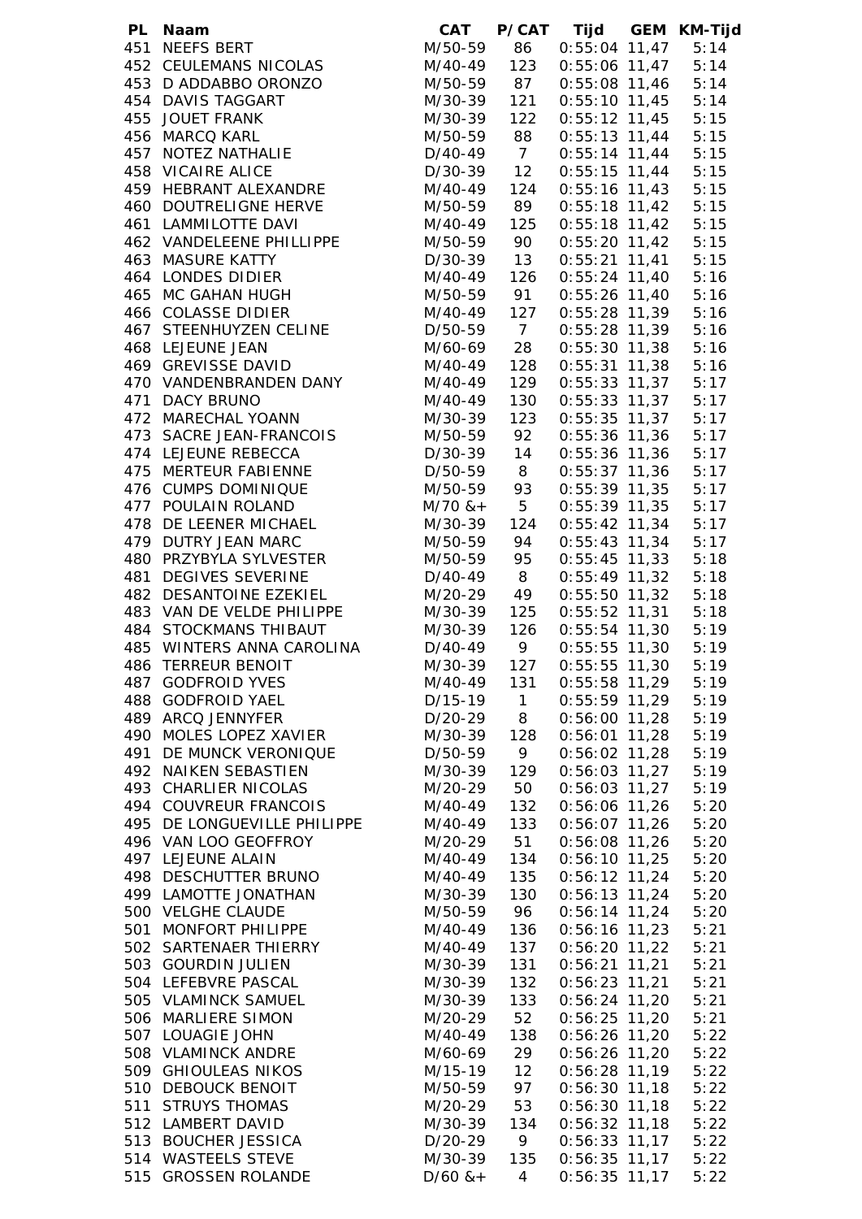| PL | Naam | CAT | P/CAT | Tijd | GEM | KM-Tijd |
|---|---|---|---|---|---|---|
| 451 | NEEFS BERT | M/50-59 | 86 | 0:55:04 | 11,47 | 5:14 |
| 452 | CEULEMANS NICOLAS | M/40-49 | 123 | 0:55:06 | 11,47 | 5:14 |
| 453 | D ADDABBO ORONZO | M/50-59 | 87 | 0:55:08 | 11,46 | 5:14 |
| 454 | DAVIS TAGGART | M/30-39 | 121 | 0:55:10 | 11,45 | 5:14 |
| 455 | JOUET FRANK | M/30-39 | 122 | 0:55:12 | 11,45 | 5:15 |
| 456 | MARCQ KARL | M/50-59 | 88 | 0:55:13 | 11,44 | 5:15 |
| 457 | NOTEZ NATHALIE | D/40-49 | 7 | 0:55:14 | 11,44 | 5:15 |
| 458 | VICAIRE ALICE | D/30-39 | 12 | 0:55:15 | 11,44 | 5:15 |
| 459 | HEBRANT ALEXANDRE | M/40-49 | 124 | 0:55:16 | 11,43 | 5:15 |
| 460 | DOUTRELIGNE HERVE | M/50-59 | 89 | 0:55:18 | 11,42 | 5:15 |
| 461 | LAMMILOTTE DAVI | M/40-49 | 125 | 0:55:18 | 11,42 | 5:15 |
| 462 | VANDELEENE PHILLIPPE | M/50-59 | 90 | 0:55:20 | 11,42 | 5:15 |
| 463 | MASURE KATTY | D/30-39 | 13 | 0:55:21 | 11,41 | 5:15 |
| 464 | LONDES DIDIER | M/40-49 | 126 | 0:55:24 | 11,40 | 5:16 |
| 465 | MC GAHAN HUGH | M/50-59 | 91 | 0:55:26 | 11,40 | 5:16 |
| 466 | COLASSE DIDIER | M/40-49 | 127 | 0:55:28 | 11,39 | 5:16 |
| 467 | STEENHUYZEN CELINE | D/50-59 | 7 | 0:55:28 | 11,39 | 5:16 |
| 468 | LEJEUNE JEAN | M/60-69 | 28 | 0:55:30 | 11,38 | 5:16 |
| 469 | GREVISSE DAVID | M/40-49 | 128 | 0:55:31 | 11,38 | 5:16 |
| 470 | VANDENBRANDEN DANY | M/40-49 | 129 | 0:55:33 | 11,37 | 5:17 |
| 471 | DACY BRUNO | M/40-49 | 130 | 0:55:33 | 11,37 | 5:17 |
| 472 | MARECHAL YOANN | M/30-39 | 123 | 0:55:35 | 11,37 | 5:17 |
| 473 | SACRE JEAN-FRANCOIS | M/50-59 | 92 | 0:55:36 | 11,36 | 5:17 |
| 474 | LEJEUNE REBECCA | D/30-39 | 14 | 0:55:36 | 11,36 | 5:17 |
| 475 | MERTEUR FABIENNE | D/50-59 | 8 | 0:55:37 | 11,36 | 5:17 |
| 476 | CUMPS DOMINIQUE | M/50-59 | 93 | 0:55:39 | 11,35 | 5:17 |
| 477 | POULAIN ROLAND | M/70 &+ | 5 | 0:55:39 | 11,35 | 5:17 |
| 478 | DE LEENER MICHAEL | M/30-39 | 124 | 0:55:42 | 11,34 | 5:17 |
| 479 | DUTRY JEAN MARC | M/50-59 | 94 | 0:55:43 | 11,34 | 5:17 |
| 480 | PRZYBYLA SYLVESTER | M/50-59 | 95 | 0:55:45 | 11,33 | 5:18 |
| 481 | DEGIVES SEVERINE | D/40-49 | 8 | 0:55:49 | 11,32 | 5:18 |
| 482 | DESANTOINE EZEKIEL | M/20-29 | 49 | 0:55:50 | 11,32 | 5:18 |
| 483 | VAN DE VELDE PHILIPPE | M/30-39 | 125 | 0:55:52 | 11,31 | 5:18 |
| 484 | STOCKMANS THIBAUT | M/30-39 | 126 | 0:55:54 | 11,30 | 5:19 |
| 485 | WINTERS ANNA CAROLINA | D/40-49 | 9 | 0:55:55 | 11,30 | 5:19 |
| 486 | TERREUR BENOIT | M/30-39 | 127 | 0:55:55 | 11,30 | 5:19 |
| 487 | GODFROID YVES | M/40-49 | 131 | 0:55:58 | 11,29 | 5:19 |
| 488 | GODFROID YAEL | D/15-19 | 1 | 0:55:59 | 11,29 | 5:19 |
| 489 | ARCQ JENNYFER | D/20-29 | 8 | 0:56:00 | 11,28 | 5:19 |
| 490 | MOLES LOPEZ XAVIER | M/30-39 | 128 | 0:56:01 | 11,28 | 5:19 |
| 491 | DE MUNCK VERONIQUE | D/50-59 | 9 | 0:56:02 | 11,28 | 5:19 |
| 492 | NAIKEN SEBASTIEN | M/30-39 | 129 | 0:56:03 | 11,27 | 5:19 |
| 493 | CHARLIER NICOLAS | M/20-29 | 50 | 0:56:03 | 11,27 | 5:19 |
| 494 | COUVREUR FRANCOIS | M/40-49 | 132 | 0:56:06 | 11,26 | 5:20 |
| 495 | DE LONGUEVILLE PHILIPPE | M/40-49 | 133 | 0:56:07 | 11,26 | 5:20 |
| 496 | VAN LOO GEOFFROY | M/20-29 | 51 | 0:56:08 | 11,26 | 5:20 |
| 497 | LEJEUNE ALAIN | M/40-49 | 134 | 0:56:10 | 11,25 | 5:20 |
| 498 | DESCHUTTER BRUNO | M/40-49 | 135 | 0:56:12 | 11,24 | 5:20 |
| 499 | LAMOTTE JONATHAN | M/30-39 | 130 | 0:56:13 | 11,24 | 5:20 |
| 500 | VELGHE CLAUDE | M/50-59 | 96 | 0:56:14 | 11,24 | 5:20 |
| 501 | MONFORT PHILIPPE | M/40-49 | 136 | 0:56:16 | 11,23 | 5:21 |
| 502 | SARTENAER THIERRY | M/40-49 | 137 | 0:56:20 | 11,22 | 5:21 |
| 503 | GOURDIN JULIEN | M/30-39 | 131 | 0:56:21 | 11,21 | 5:21 |
| 504 | LEFEBVRE PASCAL | M/30-39 | 132 | 0:56:23 | 11,21 | 5:21 |
| 505 | VLAMINCK SAMUEL | M/30-39 | 133 | 0:56:24 | 11,20 | 5:21 |
| 506 | MARLIERE SIMON | M/20-29 | 52 | 0:56:25 | 11,20 | 5:21 |
| 507 | LOUAGIE JOHN | M/40-49 | 138 | 0:56:26 | 11,20 | 5:22 |
| 508 | VLAMINCK ANDRE | M/60-69 | 29 | 0:56:26 | 11,20 | 5:22 |
| 509 | GHIOULEAS NIKOS | M/15-19 | 12 | 0:56:28 | 11,19 | 5:22 |
| 510 | DEBOUCK BENOIT | M/50-59 | 97 | 0:56:30 | 11,18 | 5:22 |
| 511 | STRUYS THOMAS | M/20-29 | 53 | 0:56:30 | 11,18 | 5:22 |
| 512 | LAMBERT DAVID | M/30-39 | 134 | 0:56:32 | 11,18 | 5:22 |
| 513 | BOUCHER JESSICA | D/20-29 | 9 | 0:56:33 | 11,17 | 5:22 |
| 514 | WASTEELS STEVE | M/30-39 | 135 | 0:56:35 | 11,17 | 5:22 |
| 515 | GROSSEN ROLANDE | D/60 &+ | 4 | 0:56:35 | 11,17 | 5:22 |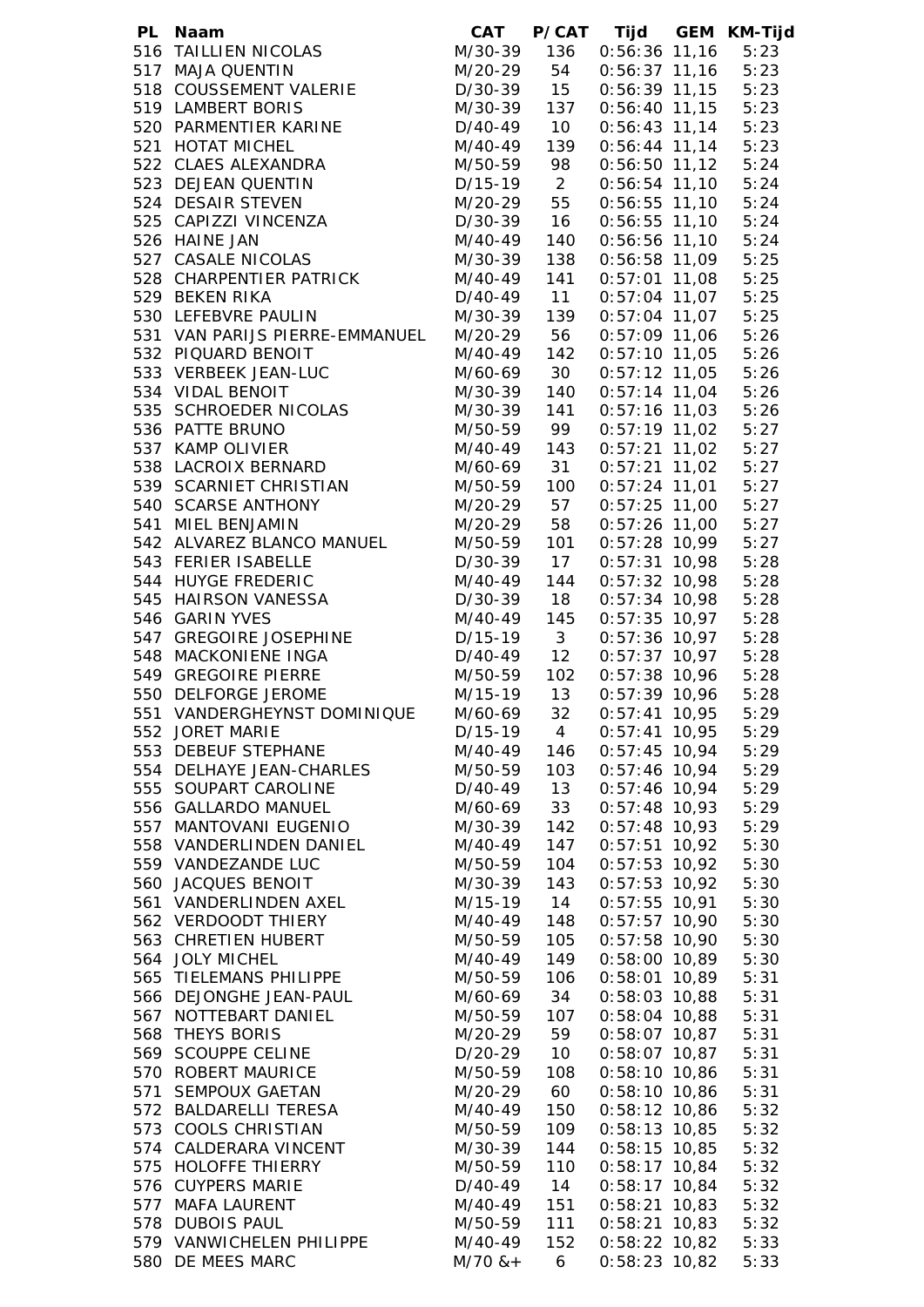| PL | Naam | CAT | P/CAT | Tijd | GEM | KM-Tijd |
|---|---|---|---|---|---|---|
| 516 | TAILLIEN NICOLAS | M/30-39 | 136 | 0:56:36 | 11,16 | 5:23 |
| 517 | MAJA QUENTIN | M/20-29 | 54 | 0:56:37 | 11,16 | 5:23 |
| 518 | COUSSEMENT VALERIE | D/30-39 | 15 | 0:56:39 | 11,15 | 5:23 |
| 519 | LAMBERT BORIS | M/30-39 | 137 | 0:56:40 | 11,15 | 5:23 |
| 520 | PARMENTIER KARINE | D/40-49 | 10 | 0:56:43 | 11,14 | 5:23 |
| 521 | HOTAT MICHEL | M/40-49 | 139 | 0:56:44 | 11,14 | 5:23 |
| 522 | CLAES ALEXANDRA | M/50-59 | 98 | 0:56:50 | 11,12 | 5:24 |
| 523 | DEJEAN QUENTIN | D/15-19 | 2 | 0:56:54 | 11,10 | 5:24 |
| 524 | DESAIR STEVEN | M/20-29 | 55 | 0:56:55 | 11,10 | 5:24 |
| 525 | CAPIZZI VINCENZA | D/30-39 | 16 | 0:56:55 | 11,10 | 5:24 |
| 526 | HAINE JAN | M/40-49 | 140 | 0:56:56 | 11,10 | 5:24 |
| 527 | CASALE NICOLAS | M/30-39 | 138 | 0:56:58 | 11,09 | 5:25 |
| 528 | CHARPENTIER PATRICK | M/40-49 | 141 | 0:57:01 | 11,08 | 5:25 |
| 529 | BEKEN RIKA | D/40-49 | 11 | 0:57:04 | 11,07 | 5:25 |
| 530 | LEFEBVRE PAULIN | M/30-39 | 139 | 0:57:04 | 11,07 | 5:25 |
| 531 | VAN PARIJS PIERRE-EMMANUEL | M/20-29 | 56 | 0:57:09 | 11,06 | 5:26 |
| 532 | PIQUARD BENOIT | M/40-49 | 142 | 0:57:10 | 11,05 | 5:26 |
| 533 | VERBEEK JEAN-LUC | M/60-69 | 30 | 0:57:12 | 11,05 | 5:26 |
| 534 | VIDAL BENOIT | M/30-39 | 140 | 0:57:14 | 11,04 | 5:26 |
| 535 | SCHROEDER NICOLAS | M/30-39 | 141 | 0:57:16 | 11,03 | 5:26 |
| 536 | PATTE BRUNO | M/50-59 | 99 | 0:57:19 | 11,02 | 5:27 |
| 537 | KAMP OLIVIER | M/40-49 | 143 | 0:57:21 | 11,02 | 5:27 |
| 538 | LACROIX BERNARD | M/60-69 | 31 | 0:57:21 | 11,02 | 5:27 |
| 539 | SCARNIET CHRISTIAN | M/50-59 | 100 | 0:57:24 | 11,01 | 5:27 |
| 540 | SCARSE ANTHONY | M/20-29 | 57 | 0:57:25 | 11,00 | 5:27 |
| 541 | MIEL BENJAMIN | M/20-29 | 58 | 0:57:26 | 11,00 | 5:27 |
| 542 | ALVAREZ BLANCO MANUEL | M/50-59 | 101 | 0:57:28 | 10,99 | 5:27 |
| 543 | FERIER ISABELLE | D/30-39 | 17 | 0:57:31 | 10,98 | 5:28 |
| 544 | HUYGE FREDERIC | M/40-49 | 144 | 0:57:32 | 10,98 | 5:28 |
| 545 | HAIRSON VANESSA | D/30-39 | 18 | 0:57:34 | 10,98 | 5:28 |
| 546 | GARIN YVES | M/40-49 | 145 | 0:57:35 | 10,97 | 5:28 |
| 547 | GREGOIRE JOSEPHINE | D/15-19 | 3 | 0:57:36 | 10,97 | 5:28 |
| 548 | MACKONIENE INGA | D/40-49 | 12 | 0:57:37 | 10,97 | 5:28 |
| 549 | GREGOIRE PIERRE | M/50-59 | 102 | 0:57:38 | 10,96 | 5:28 |
| 550 | DELFORGE JEROME | M/15-19 | 13 | 0:57:39 | 10,96 | 5:28 |
| 551 | VANDERGHEYNST DOMINIQUE | M/60-69 | 32 | 0:57:41 | 10,95 | 5:29 |
| 552 | JORET MARIE | D/15-19 | 4 | 0:57:41 | 10,95 | 5:29 |
| 553 | DEBEUF STEPHANE | M/40-49 | 146 | 0:57:45 | 10,94 | 5:29 |
| 554 | DELHAYE JEAN-CHARLES | M/50-59 | 103 | 0:57:46 | 10,94 | 5:29 |
| 555 | SOUPART CAROLINE | D/40-49 | 13 | 0:57:46 | 10,94 | 5:29 |
| 556 | GALLARDO MANUEL | M/60-69 | 33 | 0:57:48 | 10,93 | 5:29 |
| 557 | MANTOVANI EUGENIO | M/30-39 | 142 | 0:57:48 | 10,93 | 5:29 |
| 558 | VANDERLINDEN DANIEL | M/40-49 | 147 | 0:57:51 | 10,92 | 5:30 |
| 559 | VANDEZANDE LUC | M/50-59 | 104 | 0:57:53 | 10,92 | 5:30 |
| 560 | JACQUES BENOIT | M/30-39 | 143 | 0:57:53 | 10,92 | 5:30 |
| 561 | VANDERLINDEN AXEL | M/15-19 | 14 | 0:57:55 | 10,91 | 5:30 |
| 562 | VERDOODT THIERY | M/40-49 | 148 | 0:57:57 | 10,90 | 5:30 |
| 563 | CHRETIEN HUBERT | M/50-59 | 105 | 0:57:58 | 10,90 | 5:30 |
| 564 | JOLY MICHEL | M/40-49 | 149 | 0:58:00 | 10,89 | 5:30 |
| 565 | TIELEMANS PHILIPPE | M/50-59 | 106 | 0:58:01 | 10,89 | 5:31 |
| 566 | DEJONGHE JEAN-PAUL | M/60-69 | 34 | 0:58:03 | 10,88 | 5:31 |
| 567 | NOTTEBART DANIEL | M/50-59 | 107 | 0:58:04 | 10,88 | 5:31 |
| 568 | THEYS BORIS | M/20-29 | 59 | 0:58:07 | 10,87 | 5:31 |
| 569 | SCOUPPE CELINE | D/20-29 | 10 | 0:58:07 | 10,87 | 5:31 |
| 570 | ROBERT MAURICE | M/50-59 | 108 | 0:58:10 | 10,86 | 5:31 |
| 571 | SEMPOUX GAETAN | M/20-29 | 60 | 0:58:10 | 10,86 | 5:31 |
| 572 | BALDARELLI TERESA | M/40-49 | 150 | 0:58:12 | 10,86 | 5:32 |
| 573 | COOLS CHRISTIAN | M/50-59 | 109 | 0:58:13 | 10,85 | 5:32 |
| 574 | CALDERARA VINCENT | M/30-39 | 144 | 0:58:15 | 10,85 | 5:32 |
| 575 | HOLOFFE THIERRY | M/50-59 | 110 | 0:58:17 | 10,84 | 5:32 |
| 576 | CUYPERS MARIE | D/40-49 | 14 | 0:58:17 | 10,84 | 5:32 |
| 577 | MAFA LAURENT | M/40-49 | 151 | 0:58:21 | 10,83 | 5:32 |
| 578 | DUBOIS PAUL | M/50-59 | 111 | 0:58:21 | 10,83 | 5:32 |
| 579 | VANWICHELEN PHILIPPE | M/40-49 | 152 | 0:58:22 | 10,82 | 5:33 |
| 580 | DE MEES MARC | M/70 &+ | 6 | 0:58:23 | 10,82 | 5:33 |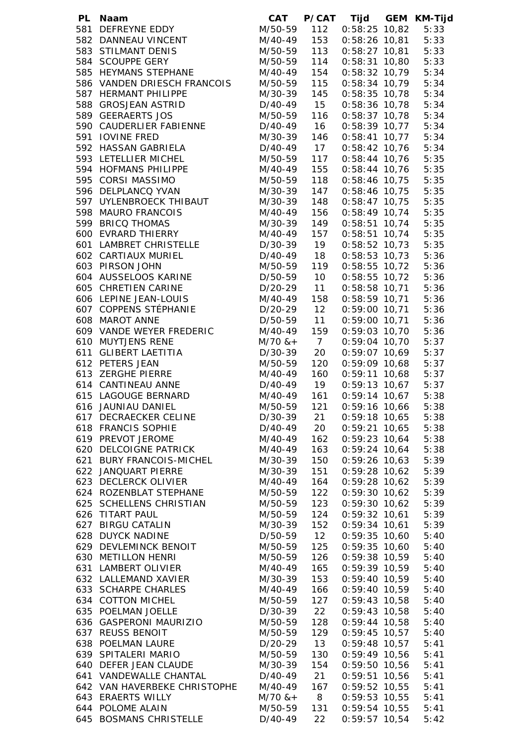| PL | Naam | CAT | P/CAT | Tijd | GEM | KM-Tijd |
|---|---|---|---|---|---|---|
| 581 | DEFREYNE EDDY | M/50-59 | 112 | 0:58:25 | 10,82 | 5:33 |
| 582 | DANNEAU VINCENT | M/40-49 | 153 | 0:58:26 | 10,81 | 5:33 |
| 583 | STILMANT DENIS | M/50-59 | 113 | 0:58:27 | 10,81 | 5:33 |
| 584 | SCOUPPE GERY | M/50-59 | 114 | 0:58:31 | 10,80 | 5:33 |
| 585 | HEYMANS STEPHANE | M/40-49 | 154 | 0:58:32 | 10,79 | 5:34 |
| 586 | VANDEN DRIESCH FRANCOIS | M/50-59 | 115 | 0:58:34 | 10,79 | 5:34 |
| 587 | HERMANT PHILIPPE | M/30-39 | 145 | 0:58:35 | 10,78 | 5:34 |
| 588 | GROSJEAN ASTRID | D/40-49 | 15 | 0:58:36 | 10,78 | 5:34 |
| 589 | GEERAERTS JOS | M/50-59 | 116 | 0:58:37 | 10,78 | 5:34 |
| 590 | CAUDERLIER FABIENNE | D/40-49 | 16 | 0:58:39 | 10,77 | 5:34 |
| 591 | IOVINE FRED | M/30-39 | 146 | 0:58:41 | 10,77 | 5:34 |
| 592 | HASSAN GABRIELA | D/40-49 | 17 | 0:58:42 | 10,76 | 5:34 |
| 593 | LETELLIER MICHEL | M/50-59 | 117 | 0:58:44 | 10,76 | 5:35 |
| 594 | HOFMANS PHILIPPE | M/40-49 | 155 | 0:58:44 | 10,76 | 5:35 |
| 595 | CORSI MASSIMO | M/50-59 | 118 | 0:58:46 | 10,75 | 5:35 |
| 596 | DELPLANCQ YVAN | M/30-39 | 147 | 0:58:46 | 10,75 | 5:35 |
| 597 | UYLENBROECK THIBAUT | M/30-39 | 148 | 0:58:47 | 10,75 | 5:35 |
| 598 | MAURO FRANCOIS | M/40-49 | 156 | 0:58:49 | 10,74 | 5:35 |
| 599 | BRICQ THOMAS | M/30-39 | 149 | 0:58:51 | 10,74 | 5:35 |
| 600 | EVRARD THIERRY | M/40-49 | 157 | 0:58:51 | 10,74 | 5:35 |
| 601 | LAMBRET CHRISTELLE | D/30-39 | 19 | 0:58:52 | 10,73 | 5:35 |
| 602 | CARTIAUX MURIEL | D/40-49 | 18 | 0:58:53 | 10,73 | 5:36 |
| 603 | PIRSON JOHN | M/50-59 | 119 | 0:58:55 | 10,72 | 5:36 |
| 604 | AUSSELOOS KARINE | D/50-59 | 10 | 0:58:55 | 10,72 | 5:36 |
| 605 | CHRETIEN CARINE | D/20-29 | 11 | 0:58:58 | 10,71 | 5:36 |
| 606 | LEPINE JEAN-LOUIS | M/40-49 | 158 | 0:58:59 | 10,71 | 5:36 |
| 607 | COPPENS STÉPHANIE | D/20-29 | 12 | 0:59:00 | 10,71 | 5:36 |
| 608 | MAROT ANNE | D/50-59 | 11 | 0:59:00 | 10,71 | 5:36 |
| 609 | VANDE WEYER FREDERIC | M/40-49 | 159 | 0:59:03 | 10,70 | 5:36 |
| 610 | MUYTJENS RENE | M/70 &+ | 7 | 0:59:04 | 10,70 | 5:37 |
| 611 | GLIBERT LAETITIA | D/30-39 | 20 | 0:59:07 | 10,69 | 5:37 |
| 612 | PETERS JEAN | M/50-59 | 120 | 0:59:09 | 10,68 | 5:37 |
| 613 | ZERGHE PIERRE | M/40-49 | 160 | 0:59:11 | 10,68 | 5:37 |
| 614 | CANTINEAU ANNE | D/40-49 | 19 | 0:59:13 | 10,67 | 5:37 |
| 615 | LAGOUGE BERNARD | M/40-49 | 161 | 0:59:14 | 10,67 | 5:38 |
| 616 | JAUNIAU DANIEL | M/50-59 | 121 | 0:59:16 | 10,66 | 5:38 |
| 617 | DECRAECKER CELINE | D/30-39 | 21 | 0:59:18 | 10,65 | 5:38 |
| 618 | FRANCIS SOPHIE | D/40-49 | 20 | 0:59:21 | 10,65 | 5:38 |
| 619 | PREVOT JEROME | M/40-49 | 162 | 0:59:23 | 10,64 | 5:38 |
| 620 | DELCOIGNE PATRICK | M/40-49 | 163 | 0:59:24 | 10,64 | 5:38 |
| 621 | BURY FRANCOIS-MICHEL | M/30-39 | 150 | 0:59:26 | 10,63 | 5:39 |
| 622 | JANQUART PIERRE | M/30-39 | 151 | 0:59:28 | 10,62 | 5:39 |
| 623 | DECLERCK OLIVIER | M/40-49 | 164 | 0:59:28 | 10,62 | 5:39 |
| 624 | ROZENBLAT STEPHANE | M/50-59 | 122 | 0:59:30 | 10,62 | 5:39 |
| 625 | SCHELLENS CHRISTIAN | M/50-59 | 123 | 0:59:30 | 10,62 | 5:39 |
| 626 | TITART PAUL | M/50-59 | 124 | 0:59:32 | 10,61 | 5:39 |
| 627 | BIRGU CATALIN | M/30-39 | 152 | 0:59:34 | 10,61 | 5:39 |
| 628 | DUYCK NADINE | D/50-59 | 12 | 0:59:35 | 10,60 | 5:40 |
| 629 | DEVLEMINCK BENOIT | M/50-59 | 125 | 0:59:35 | 10,60 | 5:40 |
| 630 | METILLON HENRI | M/50-59 | 126 | 0:59:38 | 10,59 | 5:40 |
| 631 | LAMBERT OLIVIER | M/40-49 | 165 | 0:59:39 | 10,59 | 5:40 |
| 632 | LALLEMAND XAVIER | M/30-39 | 153 | 0:59:40 | 10,59 | 5:40 |
| 633 | SCHARPE CHARLES | M/40-49 | 166 | 0:59:40 | 10,59 | 5:40 |
| 634 | COTTON MICHEL | M/50-59 | 127 | 0:59:43 | 10,58 | 5:40 |
| 635 | POELMAN JOELLE | D/30-39 | 22 | 0:59:43 | 10,58 | 5:40 |
| 636 | GASPERONI MAURIZIO | M/50-59 | 128 | 0:59:44 | 10,58 | 5:40 |
| 637 | REUSS BENOIT | M/50-59 | 129 | 0:59:45 | 10,57 | 5:40 |
| 638 | POELMAN LAURE | D/20-29 | 13 | 0:59:48 | 10,57 | 5:41 |
| 639 | SPITALERI MARIO | M/50-59 | 130 | 0:59:49 | 10,56 | 5:41 |
| 640 | DEFER JEAN CLAUDE | M/30-39 | 154 | 0:59:50 | 10,56 | 5:41 |
| 641 | VANDEWALLE CHANTAL | D/40-49 | 21 | 0:59:51 | 10,56 | 5:41 |
| 642 | VAN HAVERBEKE CHRISTOPHE | M/40-49 | 167 | 0:59:52 | 10,55 | 5:41 |
| 643 | ERAERTS WILLY | M/70 &+ | 8 | 0:59:53 | 10,55 | 5:41 |
| 644 | POLOME ALAIN | M/50-59 | 131 | 0:59:54 | 10,55 | 5:41 |
| 645 | BOSMANS CHRISTELLE | D/40-49 | 22 | 0:59:57 | 10,54 | 5:42 |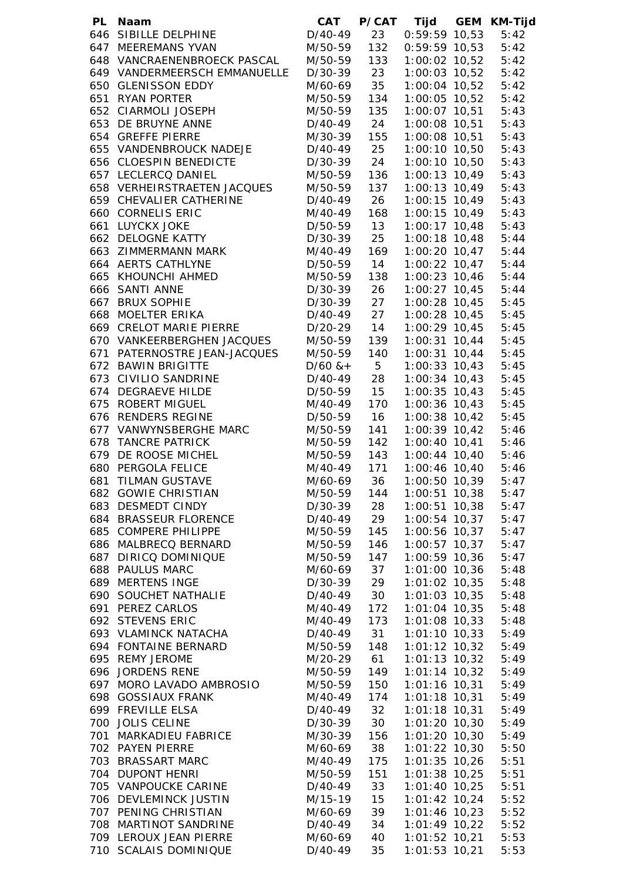| PL | Naam | CAT | P/CAT | Tijd | GEM | KM-Tijd |
|---|---|---|---|---|---|---|
| 646 | SIBILLE DELPHINE | D/40-49 | 23 | 0:59:59 | 10,53 | 5:42 |
| 647 | MEEREMANS YVAN | M/50-59 | 132 | 0:59:59 | 10,53 | 5:42 |
| 648 | VANCRAENENBROECK PASCAL | M/50-59 | 133 | 1:00:02 | 10,52 | 5:42 |
| 649 | VANDERMEERSCH EMMANUELLE | D/30-39 | 23 | 1:00:03 | 10,52 | 5:42 |
| 650 | GLENISSON EDDY | M/60-69 | 35 | 1:00:04 | 10,52 | 5:42 |
| 651 | RYAN PORTER | M/50-59 | 134 | 1:00:05 | 10,52 | 5:42 |
| 652 | CIARMOLI JOSEPH | M/50-59 | 135 | 1:00:07 | 10,51 | 5:43 |
| 653 | DE BRUYNE ANNE | D/40-49 | 24 | 1:00:08 | 10,51 | 5:43 |
| 654 | GREFFE PIERRE | M/30-39 | 155 | 1:00:08 | 10,51 | 5:43 |
| 655 | VANDENBROUCK NADEJE | D/40-49 | 25 | 1:00:10 | 10,50 | 5:43 |
| 656 | CLOESPIN BENEDICTE | D/30-39 | 24 | 1:00:10 | 10,50 | 5:43 |
| 657 | LECLERCQ DANIEL | M/50-59 | 136 | 1:00:13 | 10,49 | 5:43 |
| 658 | VERHEIRSTRAETEN JACQUES | M/50-59 | 137 | 1:00:13 | 10,49 | 5:43 |
| 659 | CHEVALIER CATHERINE | D/40-49 | 26 | 1:00:15 | 10,49 | 5:43 |
| 660 | CORNELIS ERIC | M/40-49 | 168 | 1:00:15 | 10,49 | 5:43 |
| 661 | LUYCKX JOKE | D/50-59 | 13 | 1:00:17 | 10,48 | 5:43 |
| 662 | DELOGNE KATTY | D/30-39 | 25 | 1:00:18 | 10,48 | 5:44 |
| 663 | ZIMMERMANN MARK | M/40-49 | 169 | 1:00:20 | 10,47 | 5:44 |
| 664 | AERTS CATHLYNE | D/50-59 | 14 | 1:00:22 | 10,47 | 5:44 |
| 665 | KHOUNCHI AHMED | M/50-59 | 138 | 1:00:23 | 10,46 | 5:44 |
| 666 | SANTI ANNE | D/30-39 | 26 | 1:00:27 | 10,45 | 5:44 |
| 667 | BRUX SOPHIE | D/30-39 | 27 | 1:00:28 | 10,45 | 5:45 |
| 668 | MOELTER ERIKA | D/40-49 | 27 | 1:00:28 | 10,45 | 5:45 |
| 669 | CRELOT MARIE PIERRE | D/20-29 | 14 | 1:00:29 | 10,45 | 5:45 |
| 670 | VANKEERBERGHEN JACQUES | M/50-59 | 139 | 1:00:31 | 10,44 | 5:45 |
| 671 | PATERNOSTRE JEAN-JACQUES | M/50-59 | 140 | 1:00:31 | 10,44 | 5:45 |
| 672 | BAWIN BRIGITTE | D/60 &+ | 5 | 1:00:33 | 10,43 | 5:45 |
| 673 | CIVILIO SANDRINE | D/40-49 | 28 | 1:00:34 | 10,43 | 5:45 |
| 674 | DEGRAEVE HILDE | D/50-59 | 15 | 1:00:35 | 10,43 | 5:45 |
| 675 | ROBERT MIGUEL | M/40-49 | 170 | 1:00:36 | 10,43 | 5:45 |
| 676 | RENDERS REGINE | D/50-59 | 16 | 1:00:38 | 10,42 | 5:45 |
| 677 | VANWYNSBERGHE MARC | M/50-59 | 141 | 1:00:39 | 10,42 | 5:46 |
| 678 | TANCRE PATRICK | M/50-59 | 142 | 1:00:40 | 10,41 | 5:46 |
| 679 | DE ROOSE MICHEL | M/50-59 | 143 | 1:00:44 | 10,40 | 5:46 |
| 680 | PERGOLA FELICE | M/40-49 | 171 | 1:00:46 | 10,40 | 5:46 |
| 681 | TILMAN GUSTAVE | M/60-69 | 36 | 1:00:50 | 10,39 | 5:47 |
| 682 | GOWIE CHRISTIAN | M/50-59 | 144 | 1:00:51 | 10,38 | 5:47 |
| 683 | DESMEDT CINDY | D/30-39 | 28 | 1:00:51 | 10,38 | 5:47 |
| 684 | BRASSEUR FLORENCE | D/40-49 | 29 | 1:00:54 | 10,37 | 5:47 |
| 685 | COMPERE PHILIPPE | M/50-59 | 145 | 1:00:56 | 10,37 | 5:47 |
| 686 | MALBRECQ BERNARD | M/50-59 | 146 | 1:00:57 | 10,37 | 5:47 |
| 687 | DIRICQ DOMINIQUE | M/50-59 | 147 | 1:00:59 | 10,36 | 5:47 |
| 688 | PAULUS MARC | M/60-69 | 37 | 1:01:00 | 10,36 | 5:48 |
| 689 | MERTENS INGE | D/30-39 | 29 | 1:01:02 | 10,35 | 5:48 |
| 690 | SOUCHET NATHALIE | D/40-49 | 30 | 1:01:03 | 10,35 | 5:48 |
| 691 | PEREZ CARLOS | M/40-49 | 172 | 1:01:04 | 10,35 | 5:48 |
| 692 | STEVENS ERIC | M/40-49 | 173 | 1:01:08 | 10,33 | 5:48 |
| 693 | VLAMINCK NATACHA | D/40-49 | 31 | 1:01:10 | 10,33 | 5:49 |
| 694 | FONTAINE BERNARD | M/50-59 | 148 | 1:01:12 | 10,32 | 5:49 |
| 695 | REMY JEROME | M/20-29 | 61 | 1:01:13 | 10,32 | 5:49 |
| 696 | JORDENS RENE | M/50-59 | 149 | 1:01:14 | 10,32 | 5:49 |
| 697 | MORO LAVADO AMBROSIO | M/50-59 | 150 | 1:01:16 | 10,31 | 5:49 |
| 698 | GOSSIAUX FRANK | M/40-49 | 174 | 1:01:18 | 10,31 | 5:49 |
| 699 | FREVILLE ELSA | D/40-49 | 32 | 1:01:18 | 10,31 | 5:49 |
| 700 | JOLIS CELINE | D/30-39 | 30 | 1:01:20 | 10,30 | 5:49 |
| 701 | MARKADIEU FABRICE | M/30-39 | 156 | 1:01:20 | 10,30 | 5:49 |
| 702 | PAYEN PIERRE | M/60-69 | 38 | 1:01:22 | 10,30 | 5:50 |
| 703 | BRASSART MARC | M/40-49 | 175 | 1:01:35 | 10,26 | 5:51 |
| 704 | DUPONT HENRI | M/50-59 | 151 | 1:01:38 | 10,25 | 5:51 |
| 705 | VANPOUCKE CARINE | D/40-49 | 33 | 1:01:40 | 10,25 | 5:51 |
| 706 | DEVLEMINCK JUSTIN | M/15-19 | 15 | 1:01:42 | 10,24 | 5:52 |
| 707 | PENING CHRISTIAN | M/60-69 | 39 | 1:01:46 | 10,23 | 5:52 |
| 708 | MARTINOT SANDRINE | D/40-49 | 34 | 1:01:49 | 10,22 | 5:52 |
| 709 | LEROUX JEAN PIERRE | M/60-69 | 40 | 1:01:52 | 10,21 | 5:53 |
| 710 | SCALAIS DOMINIQUE | D/40-49 | 35 | 1:01:53 | 10,21 | 5:53 |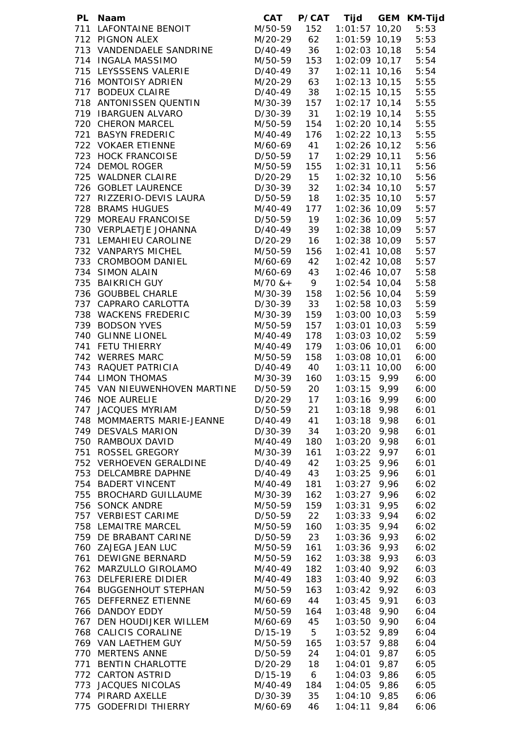| PL | Naam | CAT | P/CAT | Tijd | GEM | KM-Tijd |
|---|---|---|---|---|---|---|
| 711 | LAFONTAINE BENOIT | M/50-59 | 152 | 1:01:57 | 10,20 | 5:53 |
| 712 | PIGNON ALEX | M/20-29 | 62 | 1:01:59 | 10,19 | 5:53 |
| 713 | VANDENDAELE SANDRINE | D/40-49 | 36 | 1:02:03 | 10,18 | 5:54 |
| 714 | INGALA MASSIMO | M/50-59 | 153 | 1:02:09 | 10,17 | 5:54 |
| 715 | LEYSSSENS VALERIE | D/40-49 | 37 | 1:02:11 | 10,16 | 5:54 |
| 716 | MONTOISY ADRIEN | M/20-29 | 63 | 1:02:13 | 10,15 | 5:55 |
| 717 | BODEUX CLAIRE | D/40-49 | 38 | 1:02:15 | 10,15 | 5:55 |
| 718 | ANTONISSEN QUENTIN | M/30-39 | 157 | 1:02:17 | 10,14 | 5:55 |
| 719 | IBARGUEN ALVARO | D/30-39 | 31 | 1:02:19 | 10,14 | 5:55 |
| 720 | CHERON MARCEL | M/50-59 | 154 | 1:02:20 | 10,14 | 5:55 |
| 721 | BASYN FREDERIC | M/40-49 | 176 | 1:02:22 | 10,13 | 5:55 |
| 722 | VOKAER ETIENNE | M/60-69 | 41 | 1:02:26 | 10,12 | 5:56 |
| 723 | HOCK FRANCOISE | D/50-59 | 17 | 1:02:29 | 10,11 | 5:56 |
| 724 | DEMOL ROGER | M/50-59 | 155 | 1:02:31 | 10,11 | 5:56 |
| 725 | WALDNER CLAIRE | D/20-29 | 15 | 1:02:32 | 10,10 | 5:56 |
| 726 | GOBLET LAURENCE | D/30-39 | 32 | 1:02:34 | 10,10 | 5:57 |
| 727 | RIZZERIO-DEVIS LAURA | D/50-59 | 18 | 1:02:35 | 10,10 | 5:57 |
| 728 | BRAMS HUGUES | M/40-49 | 177 | 1:02:36 | 10,09 | 5:57 |
| 729 | MOREAU FRANCOISE | D/50-59 | 19 | 1:02:36 | 10,09 | 5:57 |
| 730 | VERPLAETJE JOHANNA | D/40-49 | 39 | 1:02:38 | 10,09 | 5:57 |
| 731 | LEMAHIEU CAROLINE | D/20-29 | 16 | 1:02:38 | 10,09 | 5:57 |
| 732 | VANPARYS MICHEL | M/50-59 | 156 | 1:02:41 | 10,08 | 5:57 |
| 733 | CROMBOOM DANIEL | M/60-69 | 42 | 1:02:42 | 10,08 | 5:57 |
| 734 | SIMON ALAIN | M/60-69 | 43 | 1:02:46 | 10,07 | 5:58 |
| 735 | BAIKRICH GUY | M/70 &+ | 9 | 1:02:54 | 10,04 | 5:58 |
| 736 | GOUBBEL CHARLE | M/30-39 | 158 | 1:02:56 | 10,04 | 5:59 |
| 737 | CAPRARO CARLOTTA | D/30-39 | 33 | 1:02:58 | 10,03 | 5:59 |
| 738 | WACKENS FREDERIC | M/30-39 | 159 | 1:03:00 | 10,03 | 5:59 |
| 739 | BODSON YVES | M/50-59 | 157 | 1:03:01 | 10,03 | 5:59 |
| 740 | GLINNE LIONEL | M/40-49 | 178 | 1:03:03 | 10,02 | 5:59 |
| 741 | FETU THIERRY | M/40-49 | 179 | 1:03:06 | 10,01 | 6:00 |
| 742 | WERRES MARC | M/50-59 | 158 | 1:03:08 | 10,01 | 6:00 |
| 743 | RAQUET PATRICIA | D/40-49 | 40 | 1:03:11 | 10,00 | 6:00 |
| 744 | LIMON THOMAS | M/30-39 | 160 | 1:03:15 | 9,99 | 6:00 |
| 745 | VAN NIEUWENHOVEN MARTINE | D/50-59 | 20 | 1:03:15 | 9,99 | 6:00 |
| 746 | NOE AURELIE | D/20-29 | 17 | 1:03:16 | 9,99 | 6:00 |
| 747 | JACQUES MYRIAM | D/50-59 | 21 | 1:03:18 | 9,98 | 6:01 |
| 748 | MOMMAERTS MARIE-JEANNE | D/40-49 | 41 | 1:03:18 | 9,98 | 6:01 |
| 749 | DESVALS MARION | D/30-39 | 34 | 1:03:20 | 9,98 | 6:01 |
| 750 | RAMBOUX DAVID | M/40-49 | 180 | 1:03:20 | 9,98 | 6:01 |
| 751 | ROSSEL GREGORY | M/30-39 | 161 | 1:03:22 | 9,97 | 6:01 |
| 752 | VERHOEVEN GERALDINE | D/40-49 | 42 | 1:03:25 | 9,96 | 6:01 |
| 753 | DELCAMBRE DAPHNE | D/40-49 | 43 | 1:03:25 | 9,96 | 6:01 |
| 754 | BADERT VINCENT | M/40-49 | 181 | 1:03:27 | 9,96 | 6:02 |
| 755 | BROCHARD GUILLAUME | M/30-39 | 162 | 1:03:27 | 9,96 | 6:02 |
| 756 | SONCK ANDRE | M/50-59 | 159 | 1:03:31 | 9,95 | 6:02 |
| 757 | VERBIEST CARIME | D/50-59 | 22 | 1:03:33 | 9,94 | 6:02 |
| 758 | LEMAITRE MARCEL | M/50-59 | 160 | 1:03:35 | 9,94 | 6:02 |
| 759 | DE BRABANT CARINE | D/50-59 | 23 | 1:03:36 | 9,93 | 6:02 |
| 760 | ZAJEGA JEAN LUC | M/50-59 | 161 | 1:03:36 | 9,93 | 6:02 |
| 761 | DEWIGNE BERNARD | M/50-59 | 162 | 1:03:38 | 9,93 | 6:03 |
| 762 | MARZULLO GIROLAMO | M/40-49 | 182 | 1:03:40 | 9,92 | 6:03 |
| 763 | DELFERIERE DIDIER | M/40-49 | 183 | 1:03:40 | 9,92 | 6:03 |
| 764 | BUGGENHOUT STEPHAN | M/50-59 | 163 | 1:03:42 | 9,92 | 6:03 |
| 765 | DEFFERNEZ ETIENNE | M/60-69 | 44 | 1:03:45 | 9,91 | 6:03 |
| 766 | DANDOY EDDY | M/50-59 | 164 | 1:03:48 | 9,90 | 6:04 |
| 767 | DEN HOUDIJKER WILLEM | M/60-69 | 45 | 1:03:50 | 9,90 | 6:04 |
| 768 | CALICIS CORALINE | D/15-19 | 5 | 1:03:52 | 9,89 | 6:04 |
| 769 | VAN LAETHEM GUY | M/50-59 | 165 | 1:03:57 | 9,88 | 6:04 |
| 770 | MERTENS ANNE | D/50-59 | 24 | 1:04:01 | 9,87 | 6:05 |
| 771 | BENTIN CHARLOTTE | D/20-29 | 18 | 1:04:01 | 9,87 | 6:05 |
| 772 | CARTON ASTRID | D/15-19 | 6 | 1:04:03 | 9,86 | 6:05 |
| 773 | JACQUES NICOLAS | M/40-49 | 184 | 1:04:05 | 9,86 | 6:05 |
| 774 | PIRARD AXELLE | D/30-39 | 35 | 1:04:10 | 9,85 | 6:06 |
| 775 | GODEFRIDI THIERRY | M/60-69 | 46 | 1:04:11 | 9,84 | 6:06 |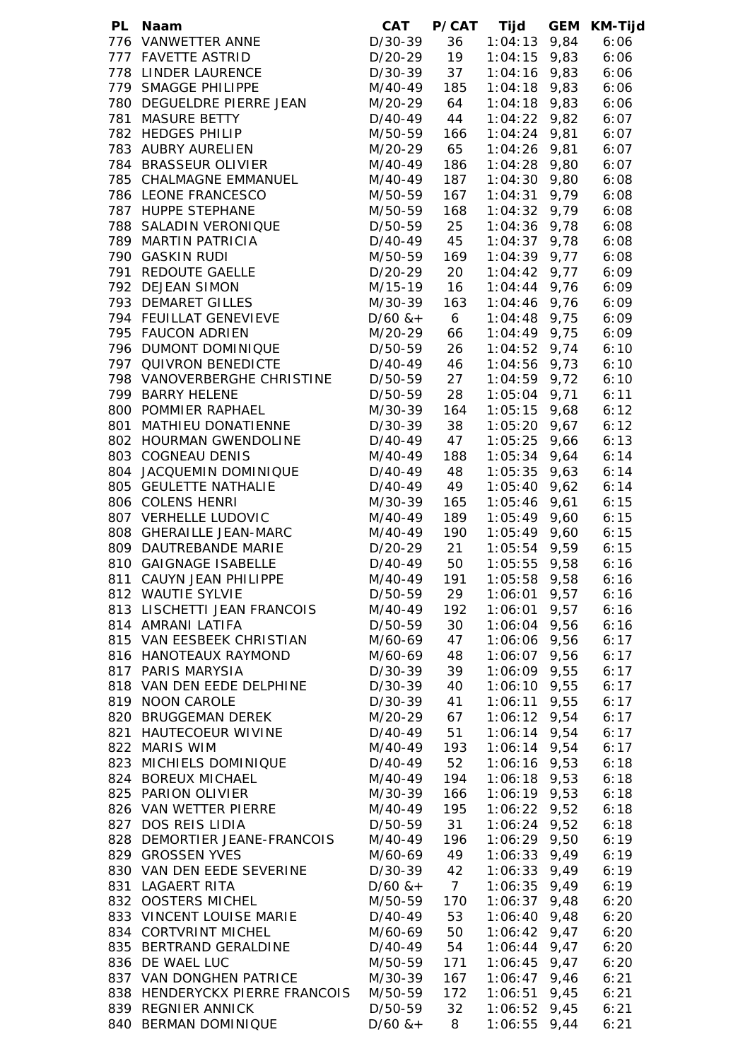| PL | Naam | CAT | P/CAT | Tijd | GEM | KM-Tijd |
|---|---|---|---|---|---|---|
| 776 | VANWETTER ANNE | D/30-39 | 36 | 1:04:13 | 9,84 | 6:06 |
| 777 | FAVETTE ASTRID | D/20-29 | 19 | 1:04:15 | 9,83 | 6:06 |
| 778 | LINDER LAURENCE | D/30-39 | 37 | 1:04:16 | 9,83 | 6:06 |
| 779 | SMAGGE PHILIPPE | M/40-49 | 185 | 1:04:18 | 9,83 | 6:06 |
| 780 | DEGUELDRE PIERRE JEAN | M/20-29 | 64 | 1:04:18 | 9,83 | 6:06 |
| 781 | MASURE BETTY | D/40-49 | 44 | 1:04:22 | 9,82 | 6:07 |
| 782 | HEDGES PHILIP | M/50-59 | 166 | 1:04:24 | 9,81 | 6:07 |
| 783 | AUBRY AURELIEN | M/20-29 | 65 | 1:04:26 | 9,81 | 6:07 |
| 784 | BRASSEUR OLIVIER | M/40-49 | 186 | 1:04:28 | 9,80 | 6:07 |
| 785 | CHALMAGNE EMMANUEL | M/40-49 | 187 | 1:04:30 | 9,80 | 6:08 |
| 786 | LEONE FRANCESCO | M/50-59 | 167 | 1:04:31 | 9,79 | 6:08 |
| 787 | HUPPE STEPHANE | M/50-59 | 168 | 1:04:32 | 9,79 | 6:08 |
| 788 | SALADIN VERONIQUE | D/50-59 | 25 | 1:04:36 | 9,78 | 6:08 |
| 789 | MARTIN PATRICIA | D/40-49 | 45 | 1:04:37 | 9,78 | 6:08 |
| 790 | GASKIN RUDI | M/50-59 | 169 | 1:04:39 | 9,77 | 6:08 |
| 791 | REDOUTE GAELLE | D/20-29 | 20 | 1:04:42 | 9,77 | 6:09 |
| 792 | DEJEAN SIMON | M/15-19 | 16 | 1:04:44 | 9,76 | 6:09 |
| 793 | DEMARET GILLES | M/30-39 | 163 | 1:04:46 | 9,76 | 6:09 |
| 794 | FEUILLAT GENEVIEVE | D/60 &+ | 6 | 1:04:48 | 9,75 | 6:09 |
| 795 | FAUCON ADRIEN | M/20-29 | 66 | 1:04:49 | 9,75 | 6:09 |
| 796 | DUMONT DOMINIQUE | D/50-59 | 26 | 1:04:52 | 9,74 | 6:10 |
| 797 | QUIVRON BENEDICTE | D/40-49 | 46 | 1:04:56 | 9,73 | 6:10 |
| 798 | VANOVERBERGHE CHRISTINE | D/50-59 | 27 | 1:04:59 | 9,72 | 6:10 |
| 799 | BARRY HELENE | D/50-59 | 28 | 1:05:04 | 9,71 | 6:11 |
| 800 | POMMIER RAPHAEL | M/30-39 | 164 | 1:05:15 | 9,68 | 6:12 |
| 801 | MATHIEU DONATIENNE | D/30-39 | 38 | 1:05:20 | 9,67 | 6:12 |
| 802 | HOURMAN GWENDOLINE | D/40-49 | 47 | 1:05:25 | 9,66 | 6:13 |
| 803 | COGNEAU DENIS | M/40-49 | 188 | 1:05:34 | 9,64 | 6:14 |
| 804 | JACQUEMIN DOMINIQUE | D/40-49 | 48 | 1:05:35 | 9,63 | 6:14 |
| 805 | GEULETTE NATHALIE | D/40-49 | 49 | 1:05:40 | 9,62 | 6:14 |
| 806 | COLENS HENRI | M/30-39 | 165 | 1:05:46 | 9,61 | 6:15 |
| 807 | VERHELLE LUDOVIC | M/40-49 | 189 | 1:05:49 | 9,60 | 6:15 |
| 808 | GHERAILLE JEAN-MARC | M/40-49 | 190 | 1:05:49 | 9,60 | 6:15 |
| 809 | DAUTREBANDE MARIE | D/20-29 | 21 | 1:05:54 | 9,59 | 6:15 |
| 810 | GAIGNAGE ISABELLE | D/40-49 | 50 | 1:05:55 | 9,58 | 6:16 |
| 811 | CAUYN JEAN PHILIPPE | M/40-49 | 191 | 1:05:58 | 9,58 | 6:16 |
| 812 | WAUTIE SYLVIE | D/50-59 | 29 | 1:06:01 | 9,57 | 6:16 |
| 813 | LISCHETTI JEAN FRANCOIS | M/40-49 | 192 | 1:06:01 | 9,57 | 6:16 |
| 814 | AMRANI LATIFA | D/50-59 | 30 | 1:06:04 | 9,56 | 6:16 |
| 815 | VAN EESBEEK CHRISTIAN | M/60-69 | 47 | 1:06:06 | 9,56 | 6:17 |
| 816 | HANOTEAUX RAYMOND | M/60-69 | 48 | 1:06:07 | 9,56 | 6:17 |
| 817 | PARIS MARYSIA | D/30-39 | 39 | 1:06:09 | 9,55 | 6:17 |
| 818 | VAN DEN EEDE DELPHINE | D/30-39 | 40 | 1:06:10 | 9,55 | 6:17 |
| 819 | NOON CAROLE | D/30-39 | 41 | 1:06:11 | 9,55 | 6:17 |
| 820 | BRUGGEMAN DEREK | M/20-29 | 67 | 1:06:12 | 9,54 | 6:17 |
| 821 | HAUTECOEUR WIVINE | D/40-49 | 51 | 1:06:14 | 9,54 | 6:17 |
| 822 | MARIS WIM | M/40-49 | 193 | 1:06:14 | 9,54 | 6:17 |
| 823 | MICHIELS DOMINIQUE | D/40-49 | 52 | 1:06:16 | 9,53 | 6:18 |
| 824 | BOREUX MICHAEL | M/40-49 | 194 | 1:06:18 | 9,53 | 6:18 |
| 825 | PARION OLIVIER | M/30-39 | 166 | 1:06:19 | 9,53 | 6:18 |
| 826 | VAN WETTER PIERRE | M/40-49 | 195 | 1:06:22 | 9,52 | 6:18 |
| 827 | DOS REIS LIDIA | D/50-59 | 31 | 1:06:24 | 9,52 | 6:18 |
| 828 | DEMORTIER JEANE-FRANCOIS | M/40-49 | 196 | 1:06:29 | 9,50 | 6:19 |
| 829 | GROSSEN YVES | M/60-69 | 49 | 1:06:33 | 9,49 | 6:19 |
| 830 | VAN DEN EEDE SEVERINE | D/30-39 | 42 | 1:06:33 | 9,49 | 6:19 |
| 831 | LAGAERT RITA | D/60 &+ | 7 | 1:06:35 | 9,49 | 6:19 |
| 832 | OOSTERS MICHEL | M/50-59 | 170 | 1:06:37 | 9,48 | 6:20 |
| 833 | VINCENT LOUISE MARIE | D/40-49 | 53 | 1:06:40 | 9,48 | 6:20 |
| 834 | CORTVRINT MICHEL | M/60-69 | 50 | 1:06:42 | 9,47 | 6:20 |
| 835 | BERTRAND GERALDINE | D/40-49 | 54 | 1:06:44 | 9,47 | 6:20 |
| 836 | DE WAEL LUC | M/50-59 | 171 | 1:06:45 | 9,47 | 6:20 |
| 837 | VAN DONGHEN PATRICE | M/30-39 | 167 | 1:06:47 | 9,46 | 6:21 |
| 838 | HENDERYCKX PIERRE FRANCOIS | M/50-59 | 172 | 1:06:51 | 9,45 | 6:21 |
| 839 | REGNIER ANNICK | D/50-59 | 32 | 1:06:52 | 9,45 | 6:21 |
| 840 | BERMAN DOMINIQUE | D/60 &+ | 8 | 1:06:55 | 9,44 | 6:21 |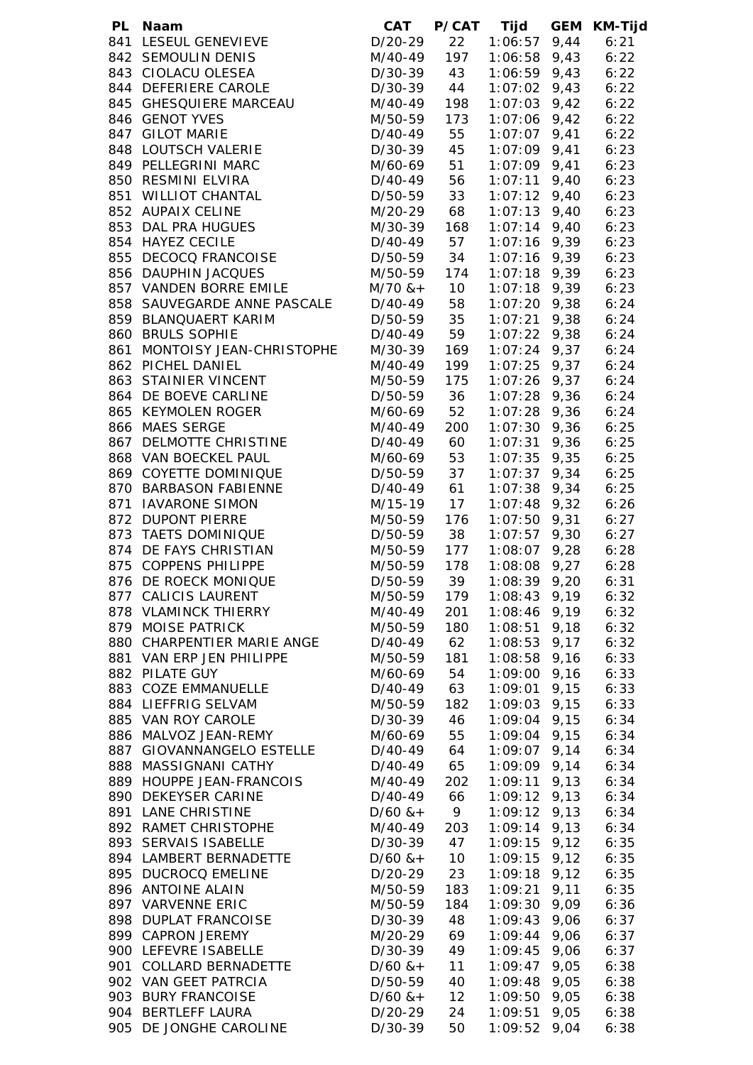| PL | Naam | CAT | P/CAT | Tijd | GEM | KM-Tijd |
|---|---|---|---|---|---|---|
| 841 | LESEUL GENEVIEVE | D/20-29 | 22 | 1:06:57 | 9,44 | 6:21 |
| 842 | SEMOULIN DENIS | M/40-49 | 197 | 1:06:58 | 9,43 | 6:22 |
| 843 | CIOLACU OLESEA | D/30-39 | 43 | 1:06:59 | 9,43 | 6:22 |
| 844 | DEFERIERE CAROLE | D/30-39 | 44 | 1:07:02 | 9,43 | 6:22 |
| 845 | GHESQUIERE MARCEAU | M/40-49 | 198 | 1:07:03 | 9,42 | 6:22 |
| 846 | GENOT YVES | M/50-59 | 173 | 1:07:06 | 9,42 | 6:22 |
| 847 | GILOT MARIE | D/40-49 | 55 | 1:07:07 | 9,41 | 6:22 |
| 848 | LOUTSCH VALERIE | D/30-39 | 45 | 1:07:09 | 9,41 | 6:23 |
| 849 | PELLEGRINI MARC | M/60-69 | 51 | 1:07:09 | 9,41 | 6:23 |
| 850 | RESMINI ELVIRA | D/40-49 | 56 | 1:07:11 | 9,40 | 6:23 |
| 851 | WILLIOT CHANTAL | D/50-59 | 33 | 1:07:12 | 9,40 | 6:23 |
| 852 | AUPAIX CELINE | M/20-29 | 68 | 1:07:13 | 9,40 | 6:23 |
| 853 | DAL PRA HUGUES | M/30-39 | 168 | 1:07:14 | 9,40 | 6:23 |
| 854 | HAYEZ CECILE | D/40-49 | 57 | 1:07:16 | 9,39 | 6:23 |
| 855 | DECOCQ FRANCOISE | D/50-59 | 34 | 1:07:16 | 9,39 | 6:23 |
| 856 | DAUPHIN JACQUES | M/50-59 | 174 | 1:07:18 | 9,39 | 6:23 |
| 857 | VANDEN BORRE EMILE | M/70 &+ | 10 | 1:07:18 | 9,39 | 6:23 |
| 858 | SAUVEGARDE ANNE PASCALE | D/40-49 | 58 | 1:07:20 | 9,38 | 6:24 |
| 859 | BLANQUAERT KARIM | D/50-59 | 35 | 1:07:21 | 9,38 | 6:24 |
| 860 | BRULS SOPHIE | D/40-49 | 59 | 1:07:22 | 9,38 | 6:24 |
| 861 | MONTOISY JEAN-CHRISTOPHE | M/30-39 | 169 | 1:07:24 | 9,37 | 6:24 |
| 862 | PICHEL DANIEL | M/40-49 | 199 | 1:07:25 | 9,37 | 6:24 |
| 863 | STAINIER VINCENT | M/50-59 | 175 | 1:07:26 | 9,37 | 6:24 |
| 864 | DE BOEVE CARLINE | D/50-59 | 36 | 1:07:28 | 9,36 | 6:24 |
| 865 | KEYMOLEN ROGER | M/60-69 | 52 | 1:07:28 | 9,36 | 6:24 |
| 866 | MAES SERGE | M/40-49 | 200 | 1:07:30 | 9,36 | 6:25 |
| 867 | DELMOTTE CHRISTINE | D/40-49 | 60 | 1:07:31 | 9,36 | 6:25 |
| 868 | VAN BOECKEL PAUL | M/60-69 | 53 | 1:07:35 | 9,35 | 6:25 |
| 869 | COYETTE DOMINIQUE | D/50-59 | 37 | 1:07:37 | 9,34 | 6:25 |
| 870 | BARBASON FABIENNE | D/40-49 | 61 | 1:07:38 | 9,34 | 6:25 |
| 871 | IAVARONE SIMON | M/15-19 | 17 | 1:07:48 | 9,32 | 6:26 |
| 872 | DUPONT PIERRE | M/50-59 | 176 | 1:07:50 | 9,31 | 6:27 |
| 873 | TAETS DOMINIQUE | D/50-59 | 38 | 1:07:57 | 9,30 | 6:27 |
| 874 | DE FAYS CHRISTIAN | M/50-59 | 177 | 1:08:07 | 9,28 | 6:28 |
| 875 | COPPENS PHILIPPE | M/50-59 | 178 | 1:08:08 | 9,27 | 6:28 |
| 876 | DE ROECK MONIQUE | D/50-59 | 39 | 1:08:39 | 9,20 | 6:31 |
| 877 | CALICIS LAURENT | M/50-59 | 179 | 1:08:43 | 9,19 | 6:32 |
| 878 | VLAMINCK THIERRY | M/40-49 | 201 | 1:08:46 | 9,19 | 6:32 |
| 879 | MOISE PATRICK | M/50-59 | 180 | 1:08:51 | 9,18 | 6:32 |
| 880 | CHARPENTIER MARIE ANGE | D/40-49 | 62 | 1:08:53 | 9,17 | 6:32 |
| 881 | VAN ERP JEN PHILIPPE | M/50-59 | 181 | 1:08:58 | 9,16 | 6:33 |
| 882 | PILATE GUY | M/60-69 | 54 | 1:09:00 | 9,16 | 6:33 |
| 883 | COZE EMMANUELLE | D/40-49 | 63 | 1:09:01 | 9,15 | 6:33 |
| 884 | LIEFFRIG SELVAM | M/50-59 | 182 | 1:09:03 | 9,15 | 6:33 |
| 885 | VAN ROY CAROLE | D/30-39 | 46 | 1:09:04 | 9,15 | 6:34 |
| 886 | MALVOZ JEAN-REMY | M/60-69 | 55 | 1:09:04 | 9,15 | 6:34 |
| 887 | GIOVANNANGELO ESTELLE | D/40-49 | 64 | 1:09:07 | 9,14 | 6:34 |
| 888 | MASSIGNANI CATHY | D/40-49 | 65 | 1:09:09 | 9,14 | 6:34 |
| 889 | HOUPPE JEAN-FRANCOIS | M/40-49 | 202 | 1:09:11 | 9,13 | 6:34 |
| 890 | DEKEYSER CARINE | D/40-49 | 66 | 1:09:12 | 9,13 | 6:34 |
| 891 | LANE CHRISTINE | D/60 &+ | 9 | 1:09:12 | 9,13 | 6:34 |
| 892 | RAMET CHRISTOPHE | M/40-49 | 203 | 1:09:14 | 9,13 | 6:34 |
| 893 | SERVAIS ISABELLE | D/30-39 | 47 | 1:09:15 | 9,12 | 6:35 |
| 894 | LAMBERT BERNADETTE | D/60 &+ | 10 | 1:09:15 | 9,12 | 6:35 |
| 895 | DUCROCQ EMELINE | D/20-29 | 23 | 1:09:18 | 9,12 | 6:35 |
| 896 | ANTOINE ALAIN | M/50-59 | 183 | 1:09:21 | 9,11 | 6:35 |
| 897 | VARVENNE ERIC | M/50-59 | 184 | 1:09:30 | 9,09 | 6:36 |
| 898 | DUPLAT FRANCOISE | D/30-39 | 48 | 1:09:43 | 9,06 | 6:37 |
| 899 | CAPRON JEREMY | M/20-29 | 69 | 1:09:44 | 9,06 | 6:37 |
| 900 | LEFEVRE ISABELLE | D/30-39 | 49 | 1:09:45 | 9,06 | 6:37 |
| 901 | COLLARD BERNADETTE | D/60 &+ | 11 | 1:09:47 | 9,05 | 6:38 |
| 902 | VAN GEET PATRCIA | D/50-59 | 40 | 1:09:48 | 9,05 | 6:38 |
| 903 | BURY FRANCOISE | D/60 &+ | 12 | 1:09:50 | 9,05 | 6:38 |
| 904 | BERTLEFF LAURA | D/20-29 | 24 | 1:09:51 | 9,05 | 6:38 |
| 905 | DE JONGHE CAROLINE | D/30-39 | 50 | 1:09:52 | 9,04 | 6:38 |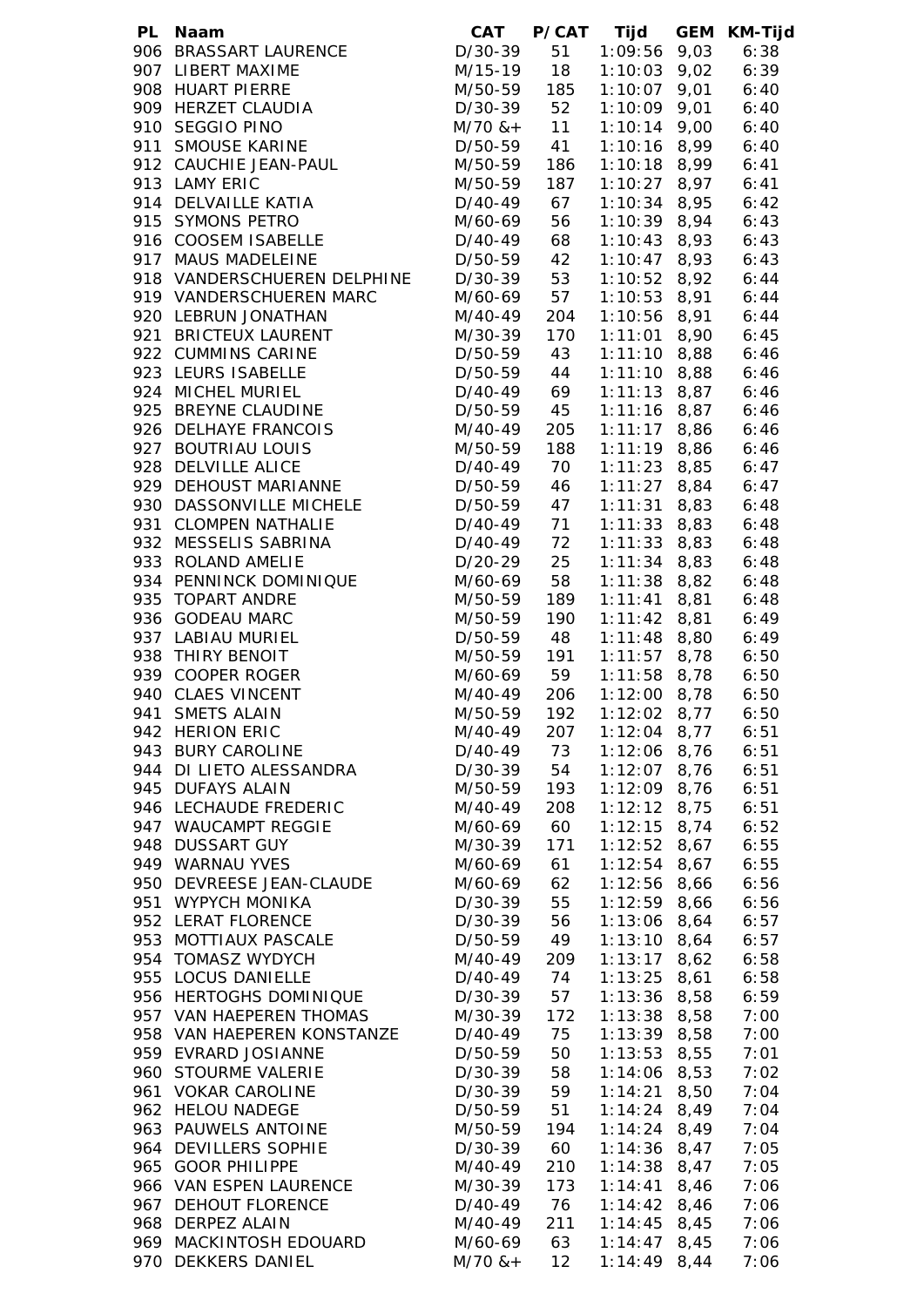| PL | Naam | CAT | P/CAT | Tijd | GEM | KM-Tijd |
|---|---|---|---|---|---|---|
| 906 | BRASSART LAURENCE | D/30-39 | 51 | 1:09:56 | 9,03 | 6:38 |
| 907 | LIBERT MAXIME | M/15-19 | 18 | 1:10:03 | 9,02 | 6:39 |
| 908 | HUART PIERRE | M/50-59 | 185 | 1:10:07 | 9,01 | 6:40 |
| 909 | HERZET CLAUDIA | D/30-39 | 52 | 1:10:09 | 9,01 | 6:40 |
| 910 | SEGGIO PINO | M/70 &+ | 11 | 1:10:14 | 9,00 | 6:40 |
| 911 | SMOUSE KARINE | D/50-59 | 41 | 1:10:16 | 8,99 | 6:40 |
| 912 | CAUCHIE JEAN-PAUL | M/50-59 | 186 | 1:10:18 | 8,99 | 6:41 |
| 913 | LAMY ERIC | M/50-59 | 187 | 1:10:27 | 8,97 | 6:41 |
| 914 | DELVAILLE KATIA | D/40-49 | 67 | 1:10:34 | 8,95 | 6:42 |
| 915 | SYMONS PETRO | M/60-69 | 56 | 1:10:39 | 8,94 | 6:43 |
| 916 | COOSEM ISABELLE | D/40-49 | 68 | 1:10:43 | 8,93 | 6:43 |
| 917 | MAUS MADELEINE | D/50-59 | 42 | 1:10:47 | 8,93 | 6:43 |
| 918 | VANDERSCHUEREN DELPHINE | D/30-39 | 53 | 1:10:52 | 8,92 | 6:44 |
| 919 | VANDERSCHUEREN MARC | M/60-69 | 57 | 1:10:53 | 8,91 | 6:44 |
| 920 | LEBRUN JONATHAN | M/40-49 | 204 | 1:10:56 | 8,91 | 6:44 |
| 921 | BRICTEUX LAURENT | M/30-39 | 170 | 1:11:01 | 8,90 | 6:45 |
| 922 | CUMMINS CARINE | D/50-59 | 43 | 1:11:10 | 8,88 | 6:46 |
| 923 | LEURS ISABELLE | D/50-59 | 44 | 1:11:10 | 8,88 | 6:46 |
| 924 | MICHEL MURIEL | D/40-49 | 69 | 1:11:13 | 8,87 | 6:46 |
| 925 | BREYNE CLAUDINE | D/50-59 | 45 | 1:11:16 | 8,87 | 6:46 |
| 926 | DELHAYE FRANCOIS | M/40-49 | 205 | 1:11:17 | 8,86 | 6:46 |
| 927 | BOUTRIAU LOUIS | M/50-59 | 188 | 1:11:19 | 8,86 | 6:46 |
| 928 | DELVILLE ALICE | D/40-49 | 70 | 1:11:23 | 8,85 | 6:47 |
| 929 | DEHOUST MARIANNE | D/50-59 | 46 | 1:11:27 | 8,84 | 6:47 |
| 930 | DASSONVILLE MICHELE | D/50-59 | 47 | 1:11:31 | 8,83 | 6:48 |
| 931 | CLOMPEN NATHALIE | D/40-49 | 71 | 1:11:33 | 8,83 | 6:48 |
| 932 | MESSELIS SABRINA | D/40-49 | 72 | 1:11:33 | 8,83 | 6:48 |
| 933 | ROLAND AMELIE | D/20-29 | 25 | 1:11:34 | 8,83 | 6:48 |
| 934 | PENNINCK DOMINIQUE | M/60-69 | 58 | 1:11:38 | 8,82 | 6:48 |
| 935 | TOPART ANDRE | M/50-59 | 189 | 1:11:41 | 8,81 | 6:48 |
| 936 | GODEAU MARC | M/50-59 | 190 | 1:11:42 | 8,81 | 6:49 |
| 937 | LABIAU MURIEL | D/50-59 | 48 | 1:11:48 | 8,80 | 6:49 |
| 938 | THIRY BENOIT | M/50-59 | 191 | 1:11:57 | 8,78 | 6:50 |
| 939 | COOPER ROGER | M/60-69 | 59 | 1:11:58 | 8,78 | 6:50 |
| 940 | CLAES VINCENT | M/40-49 | 206 | 1:12:00 | 8,78 | 6:50 |
| 941 | SMETS ALAIN | M/50-59 | 192 | 1:12:02 | 8,77 | 6:50 |
| 942 | HERION ERIC | M/40-49 | 207 | 1:12:04 | 8,77 | 6:51 |
| 943 | BURY CAROLINE | D/40-49 | 73 | 1:12:06 | 8,76 | 6:51 |
| 944 | DI LIETO ALESSANDRA | D/30-39 | 54 | 1:12:07 | 8,76 | 6:51 |
| 945 | DUFAYS ALAIN | M/50-59 | 193 | 1:12:09 | 8,76 | 6:51 |
| 946 | LECHAUDE FREDERIC | M/40-49 | 208 | 1:12:12 | 8,75 | 6:51 |
| 947 | WAUCAMPT REGGIE | M/60-69 | 60 | 1:12:15 | 8,74 | 6:52 |
| 948 | DUSSART GUY | M/30-39 | 171 | 1:12:52 | 8,67 | 6:55 |
| 949 | WARNAU YVES | M/60-69 | 61 | 1:12:54 | 8,67 | 6:55 |
| 950 | DEVREESE JEAN-CLAUDE | M/60-69 | 62 | 1:12:56 | 8,66 | 6:56 |
| 951 | WYPYCH MONIKA | D/30-39 | 55 | 1:12:59 | 8,66 | 6:56 |
| 952 | LERAT FLORENCE | D/30-39 | 56 | 1:13:06 | 8,64 | 6:57 |
| 953 | MOTTIAUX PASCALE | D/50-59 | 49 | 1:13:10 | 8,64 | 6:57 |
| 954 | TOMASZ WYDYCH | M/40-49 | 209 | 1:13:17 | 8,62 | 6:58 |
| 955 | LOCUS DANIELLE | D/40-49 | 74 | 1:13:25 | 8,61 | 6:58 |
| 956 | HERTOGHS DOMINIQUE | D/30-39 | 57 | 1:13:36 | 8,58 | 6:59 |
| 957 | VAN HAEPEREN THOMAS | M/30-39 | 172 | 1:13:38 | 8,58 | 7:00 |
| 958 | VAN HAEPEREN KONSTANZE | D/40-49 | 75 | 1:13:39 | 8,58 | 7:00 |
| 959 | EVRARD JOSIANNE | D/50-59 | 50 | 1:13:53 | 8,55 | 7:01 |
| 960 | STOURME VALERIE | D/30-39 | 58 | 1:14:06 | 8,53 | 7:02 |
| 961 | VOKAR CAROLINE | D/30-39 | 59 | 1:14:21 | 8,50 | 7:04 |
| 962 | HELOU NADEGE | D/50-59 | 51 | 1:14:24 | 8,49 | 7:04 |
| 963 | PAUWELS ANTOINE | M/50-59 | 194 | 1:14:24 | 8,49 | 7:04 |
| 964 | DEVILLERS SOPHIE | D/30-39 | 60 | 1:14:36 | 8,47 | 7:05 |
| 965 | GOOR PHILIPPE | M/40-49 | 210 | 1:14:38 | 8,47 | 7:05 |
| 966 | VAN ESPEN LAURENCE | M/30-39 | 173 | 1:14:41 | 8,46 | 7:06 |
| 967 | DEHOUT FLORENCE | D/40-49 | 76 | 1:14:42 | 8,46 | 7:06 |
| 968 | DERPEZ ALAIN | M/40-49 | 211 | 1:14:45 | 8,45 | 7:06 |
| 969 | MACKINTOSH EDOUARD | M/60-69 | 63 | 1:14:47 | 8,45 | 7:06 |
| 970 | DEKKERS DANIEL | M/70 &+ | 12 | 1:14:49 | 8,44 | 7:06 |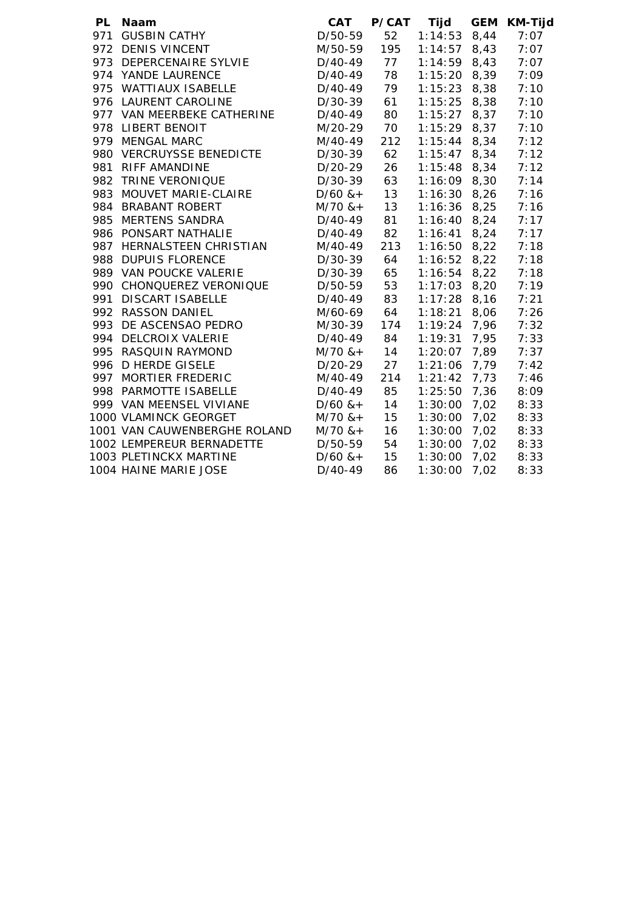| PL | Naam | CAT | P/CAT | Tijd | GEM | KM-Tijd |
|---|---|---|---|---|---|---|
| 971 | GUSBIN CATHY | D/50-59 | 52 | 1:14:53 | 8,44 | 7:07 |
| 972 | DENIS VINCENT | M/50-59 | 195 | 1:14:57 | 8,43 | 7:07 |
| 973 | DEPERCENAIRE SYLVIE | D/40-49 | 77 | 1:14:59 | 8,43 | 7:07 |
| 974 | YANDE LAURENCE | D/40-49 | 78 | 1:15:20 | 8,39 | 7:09 |
| 975 | WATTIAUX ISABELLE | D/40-49 | 79 | 1:15:23 | 8,38 | 7:10 |
| 976 | LAURENT CAROLINE | D/30-39 | 61 | 1:15:25 | 8,38 | 7:10 |
| 977 | VAN MEERBEKE CATHERINE | D/40-49 | 80 | 1:15:27 | 8,37 | 7:10 |
| 978 | LIBERT BENOIT | M/20-29 | 70 | 1:15:29 | 8,37 | 7:10 |
| 979 | MENGAL MARC | M/40-49 | 212 | 1:15:44 | 8,34 | 7:12 |
| 980 | VERCRUYSSE BENEDICTE | D/30-39 | 62 | 1:15:47 | 8,34 | 7:12 |
| 981 | RIFF AMANDINE | D/20-29 | 26 | 1:15:48 | 8,34 | 7:12 |
| 982 | TRINE VERONIQUE | D/30-39 | 63 | 1:16:09 | 8,30 | 7:14 |
| 983 | MOUVET MARIE-CLAIRE | D/60 &+ | 13 | 1:16:30 | 8,26 | 7:16 |
| 984 | BRABANT ROBERT | M/70 &+ | 13 | 1:16:36 | 8,25 | 7:16 |
| 985 | MERTENS SANDRA | D/40-49 | 81 | 1:16:40 | 8,24 | 7:17 |
| 986 | PONSART NATHALIE | D/40-49 | 82 | 1:16:41 | 8,24 | 7:17 |
| 987 | HERNALSTEEN CHRISTIAN | M/40-49 | 213 | 1:16:50 | 8,22 | 7:18 |
| 988 | DUPUIS FLORENCE | D/30-39 | 64 | 1:16:52 | 8,22 | 7:18 |
| 989 | VAN POUCKE VALERIE | D/30-39 | 65 | 1:16:54 | 8,22 | 7:18 |
| 990 | CHONQUEREZ VERONIQUE | D/50-59 | 53 | 1:17:03 | 8,20 | 7:19 |
| 991 | DISCART ISABELLE | D/40-49 | 83 | 1:17:28 | 8,16 | 7:21 |
| 992 | RASSON DANIEL | M/60-69 | 64 | 1:18:21 | 8,06 | 7:26 |
| 993 | DE ASCENSAO PEDRO | M/30-39 | 174 | 1:19:24 | 7,96 | 7:32 |
| 994 | DELCROIX VALERIE | D/40-49 | 84 | 1:19:31 | 7,95 | 7:33 |
| 995 | RASQUIN RAYMOND | M/70 &+ | 14 | 1:20:07 | 7,89 | 7:37 |
| 996 | D HERDE GISELE | D/20-29 | 27 | 1:21:06 | 7,79 | 7:42 |
| 997 | MORTIER FREDERIC | M/40-49 | 214 | 1:21:42 | 7,73 | 7:46 |
| 998 | PARMOTTE ISABELLE | D/40-49 | 85 | 1:25:50 | 7,36 | 8:09 |
| 999 | VAN MEENSEL VIVIANE | D/60 &+ | 14 | 1:30:00 | 7,02 | 8:33 |
| 1000 | VLAMINCK GEORGET | M/70 &+ | 15 | 1:30:00 | 7,02 | 8:33 |
| 1001 | VAN CAUWENBERGHE ROLAND | M/70 &+ | 16 | 1:30:00 | 7,02 | 8:33 |
| 1002 | LEMPEREUR BERNADETTE | D/50-59 | 54 | 1:30:00 | 7,02 | 8:33 |
| 1003 | PLETINCKX MARTINE | D/60 &+ | 15 | 1:30:00 | 7,02 | 8:33 |
| 1004 | HAINE MARIE JOSE | D/40-49 | 86 | 1:30:00 | 7,02 | 8:33 |